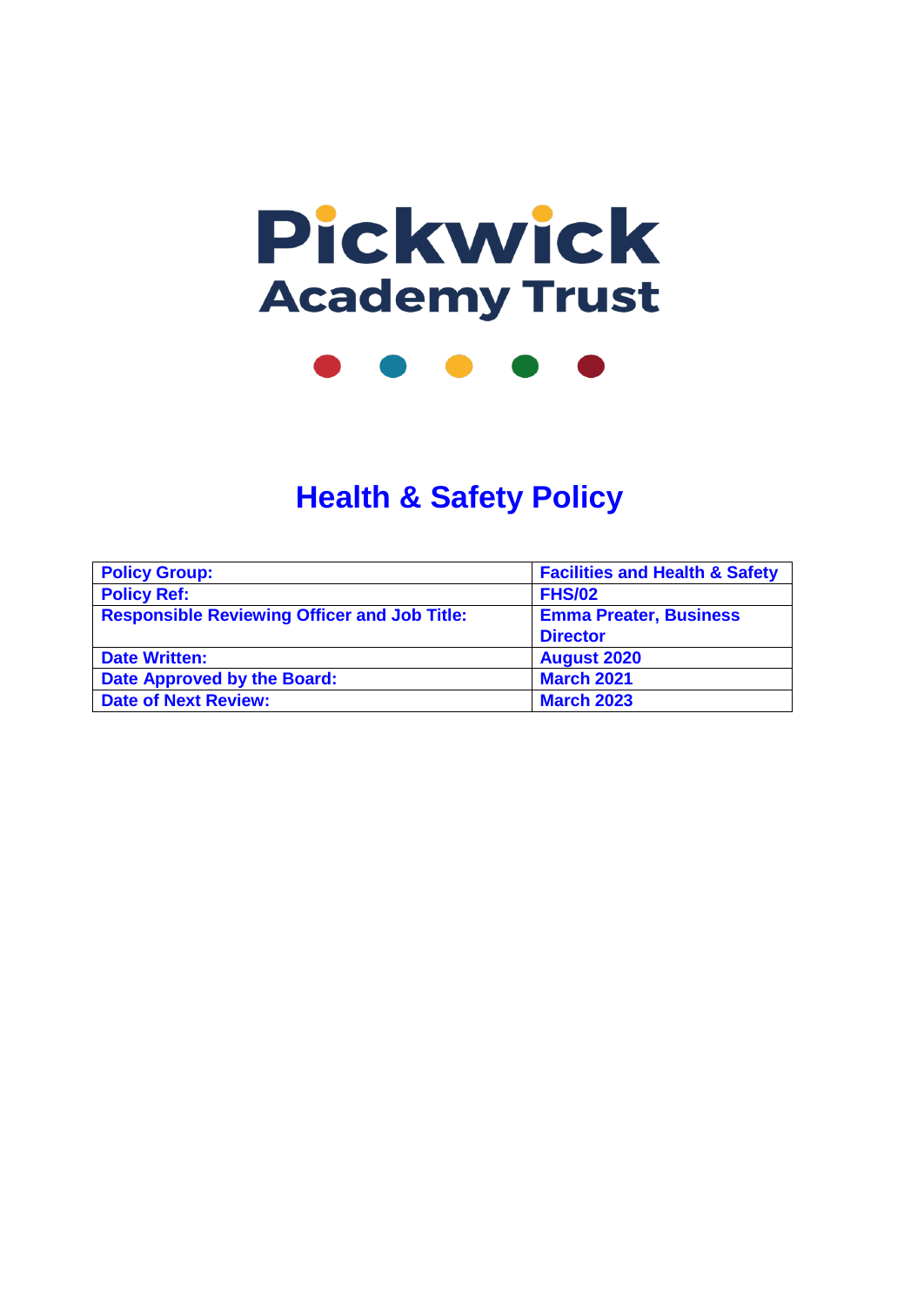# Pickwick Academy Trust

# Health & Safety Policy

| Policy Group: | Facilities and Health & Safety |
|---|---|
| Policy Ref: | FHS/02 |
| Responsible Reviewing Officer and Job Title: | Emma Preater, Business Director |
| Date Written: | August 2020 |
| Date Approved by the Board: | March 2021 |
| Date of Next Review: | March 2023 |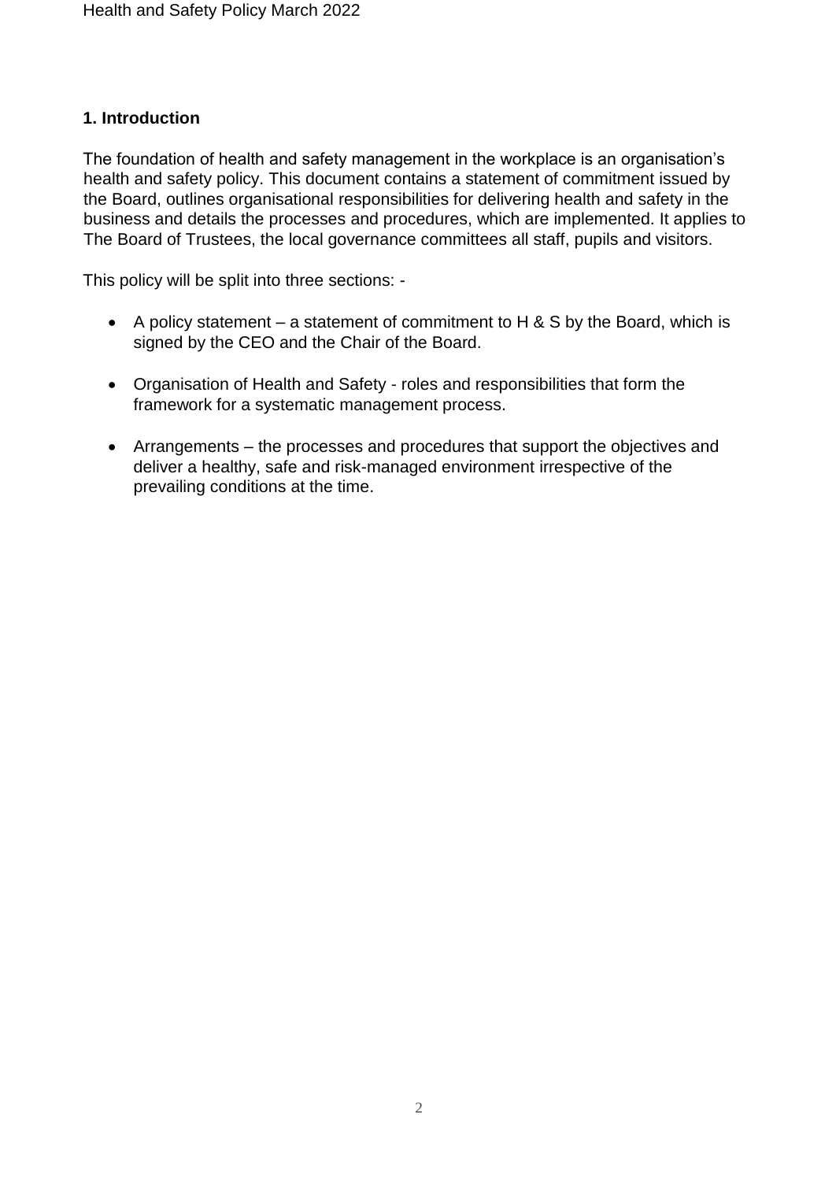## 1. Introduction

The foundation of health and safety management in the workplace is an organisation's health and safety policy. This document contains a statement of commitment issued by the Board, outlines organisational responsibilities for delivering health and safety in the business and details the processes and procedures, which are implemented. It applies to The Board of Trustees, the local governance committees all staff, pupils and visitors.

This policy will be split into three sections: -

- A policy statement – a statement of commitment to H & S by the Board, which is signed by the CEO and the Chair of the Board.
- Organisation of Health and Safety - roles and responsibilities that form the framework for a systematic management process.
- Arrangements – the processes and procedures that support the objectives and deliver a healthy, safe and risk-managed environment irrespective of the prevailing conditions at the time.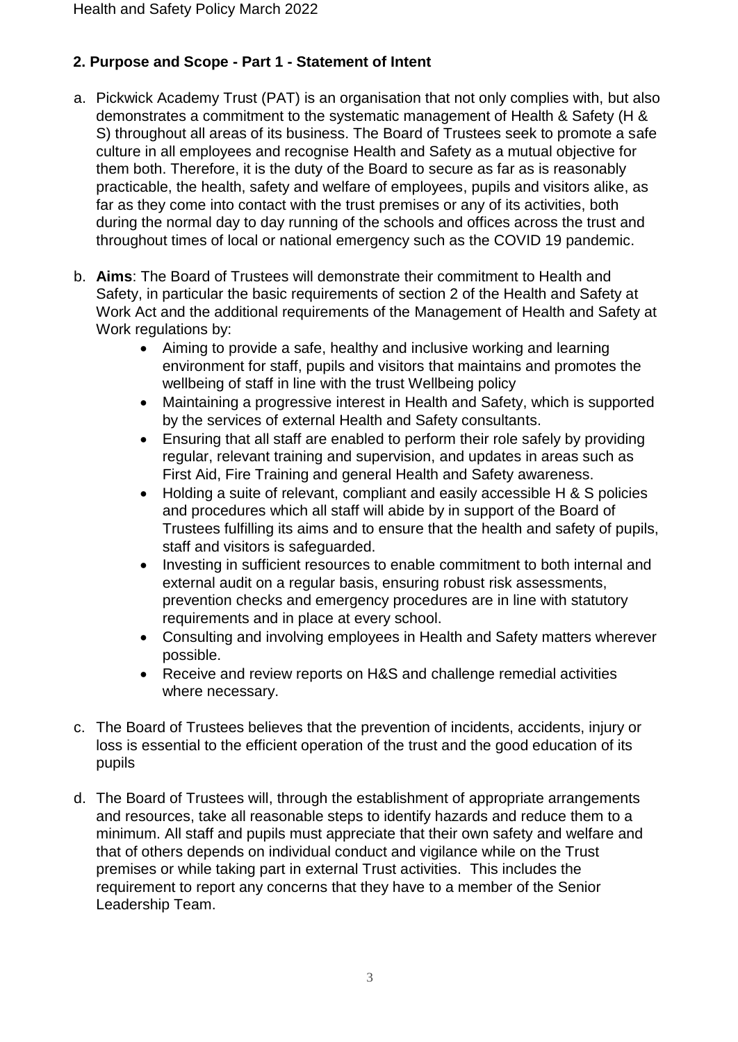## 2. Purpose and Scope - Part 1 - Statement of Intent

a. Pickwick Academy Trust (PAT) is an organisation that not only complies with, but also demonstrates a commitment to the systematic management of Health & Safety (H & S) throughout all areas of its business. The Board of Trustees seek to promote a safe culture in all employees and recognise Health and Safety as a mutual objective for them both. Therefore, it is the duty of the Board to secure as far as is reasonably practicable, the health, safety and welfare of employees, pupils and visitors alike, as far as they come into contact with the trust premises or any of its activities, both during the normal day to day running of the schools and offices across the trust and throughout times of local or national emergency such as the COVID 19 pandemic.

b. **Aims**: The Board of Trustees will demonstrate their commitment to Health and Safety, in particular the basic requirements of section 2 of the Health and Safety at Work Act and the additional requirements of the Management of Health and Safety at Work regulations by:
    - Aiming to provide a safe, healthy and inclusive working and learning environment for staff, pupils and visitors that maintains and promotes the wellbeing of staff in line with the trust Wellbeing policy
    - Maintaining a progressive interest in Health and Safety, which is supported by the services of external Health and Safety consultants.
    - Ensuring that all staff are enabled to perform their role safely by providing regular, relevant training and supervision, and updates in areas such as First Aid, Fire Training and general Health and Safety awareness.
    - Holding a suite of relevant, compliant and easily accessible H & S policies and procedures which all staff will abide by in support of the Board of Trustees fulfilling its aims and to ensure that the health and safety of pupils, staff and visitors is safeguarded.
    - Investing in sufficient resources to enable commitment to both internal and external audit on a regular basis, ensuring robust risk assessments, prevention checks and emergency procedures are in line with statutory requirements and in place at every school.
    - Consulting and involving employees in Health and Safety matters wherever possible.
    - Receive and review reports on H&S and challenge remedial activities where necessary.

c. The Board of Trustees believes that the prevention of incidents, accidents, injury or loss is essential to the efficient operation of the trust and the good education of its pupils

d. The Board of Trustees will, through the establishment of appropriate arrangements and resources, take all reasonable steps to identify hazards and reduce them to a minimum. All staff and pupils must appreciate that their own safety and welfare and that of others depends on individual conduct and vigilance while on the Trust premises or while taking part in external Trust activities. This includes the requirement to report any concerns that they have to a member of the Senior Leadership Team.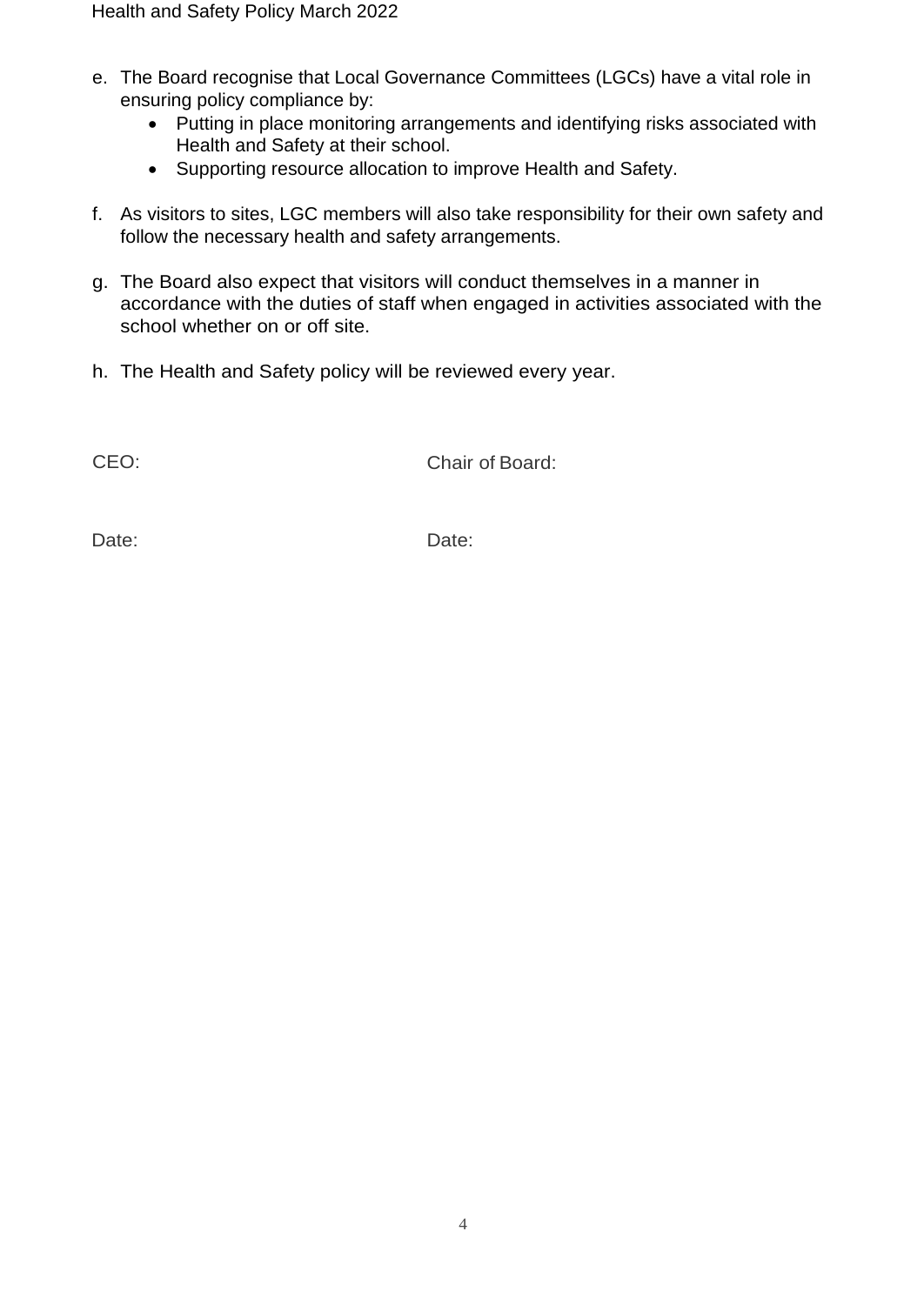e. The Board recognise that Local Governance Committees (LGCs) have a vital role in ensuring policy compliance by:
   - Putting in place monitoring arrangements and identifying risks associated with Health and Safety at their school.
   - Supporting resource allocation to improve Health and Safety.

f. As visitors to sites, LGC members will also take responsibility for their own safety and follow the necessary health and safety arrangements.

g. The Board also expect that visitors will conduct themselves in a manner in accordance with the duties of staff when engaged in activities associated with the school whether on or off site.

h. The Health and Safety policy will be reviewed every year.

| | |
|---|---|
| CEO: | Chair of Board: |
| Date: | Date: |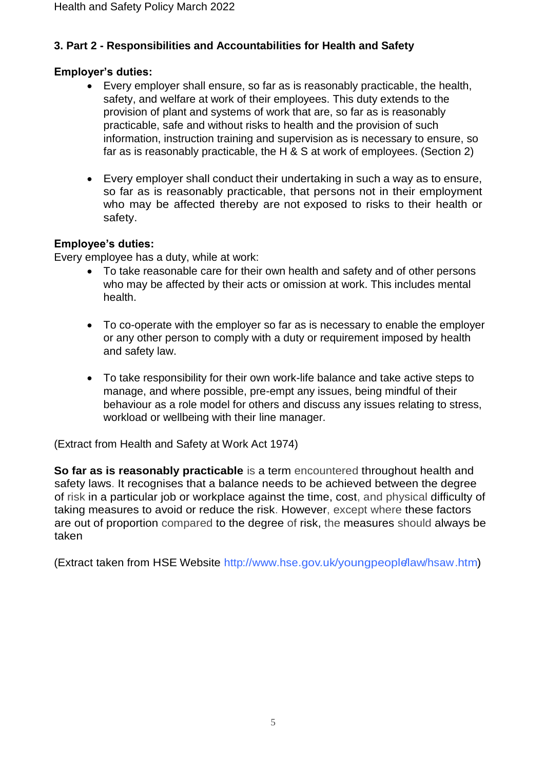## 3. Part 2 - Responsibilities and Accountabilities for Health and Safety

**Employer's duties:**

- Every employer shall ensure, so far as is reasonably practicable, the health, safety, and welfare at work of their employees. This duty extends to the provision of plant and systems of work that are, so far as is reasonably practicable, safe and without risks to health and the provision of such information, instruction training and supervision as is necessary to ensure, so far as is reasonably practicable, the H & S at work of employees. (Section 2)

- Every employer shall conduct their undertaking in such a way as to ensure, so far as is reasonably practicable, that persons not in their employment who may be affected thereby are not exposed to risks to their health or safety.

**Employee's duties:**

Every employee has a duty, while at work:

- To take reasonable care for their own health and safety and of other persons who may be affected by their acts or omission at work. This includes mental health.

- To co-operate with the employer so far as is necessary to enable the employer or any other person to comply with a duty or requirement imposed by health and safety law.

- To take responsibility for their own work-life balance and take active steps to manage, and where possible, pre-empt any issues, being mindful of their behaviour as a role model for others and discuss any issues relating to stress, workload or wellbeing with their line manager.

(Extract from Health and Safety at Work Act 1974)

**So far as is reasonably practicable** is a term encountered throughout health and safety laws. It recognises that a balance needs to be achieved between the degree of risk in a particular job or workplace against the time, cost, and physical difficulty of taking measures to avoid or reduce the risk. However, except where these factors are out of proportion compared to the degree of risk, the measures should always be taken

(Extract taken from HSE Website http://www.hse.gov.uk/youngpeople/law/hsaw.htm)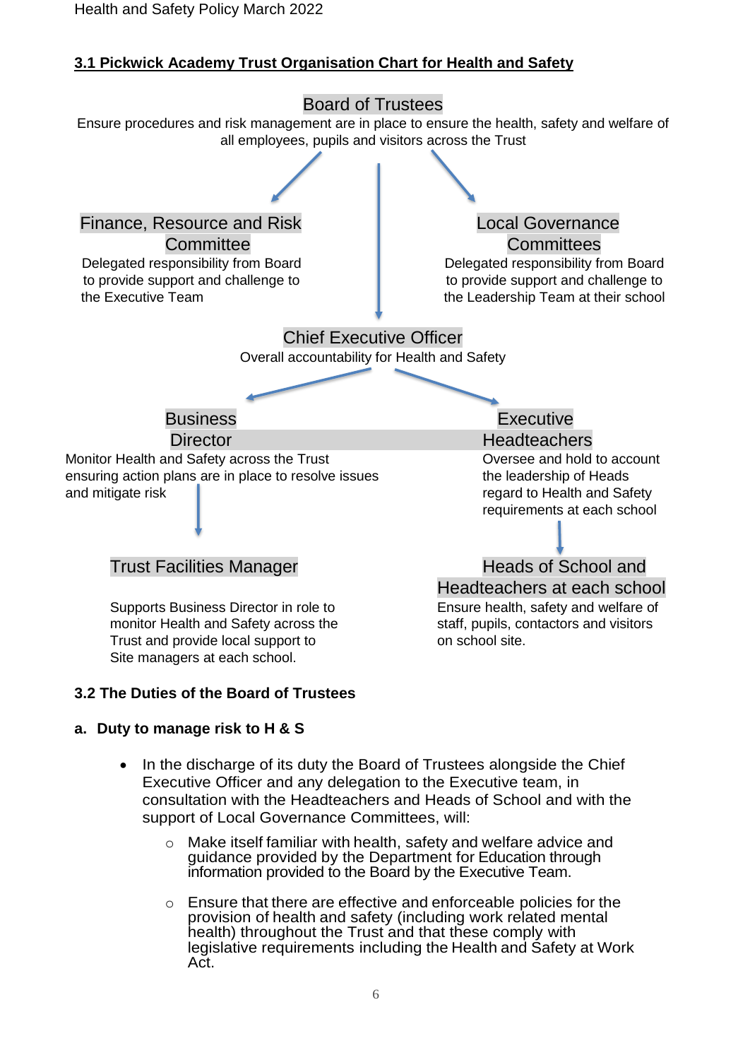## 3.1 Pickwick Academy Trust Organisation Chart for Health and Safety

**Board of Trustees**

Ensure procedures and risk management are in place to ensure the health, safety and welfare of all employees, pupils and visitors across the Trust

**Finance, Resource and Risk Committee**

Delegated responsibility from Board to provide support and challenge to the Executive Team

**Local Governance Committees**

Delegated responsibility from Board to provide support and challenge to the Leadership Team at their school

**Chief Executive Officer**

Overall accountability for Health and Safety

**Business Director**

Monitor Health and Safety across the Trust ensuring action plans are in place to resolve issues and mitigate risk

**Executive Headteachers**

Oversee and hold to account the leadership of Heads regard to Health and Safety requirements at each school

**Trust Facilities Manager**

Supports Business Director in role to monitor Health and Safety across the Trust and provide local support to Site managers at each school.

**Heads of School and Headteachers at each school**

Ensure health, safety and welfare of staff, pupils, contactors and visitors on school site.

### 3.2 The Duties of the Board of Trustees

#### a. Duty to manage risk to H & S

- In the discharge of its duty the Board of Trustees alongside the Chief Executive Officer and any delegation to the Executive team, in consultation with the Headteachers and Heads of School and with the support of Local Governance Committees, will:
  - Make itself familiar with health, safety and welfare advice and guidance provided by the Department for Education through information provided to the Board by the Executive Team.
  - Ensure that there are effective and enforceable policies for the provision of health and safety (including work related mental health) throughout the Trust and that these comply with legislative requirements including the Health and Safety at Work Act.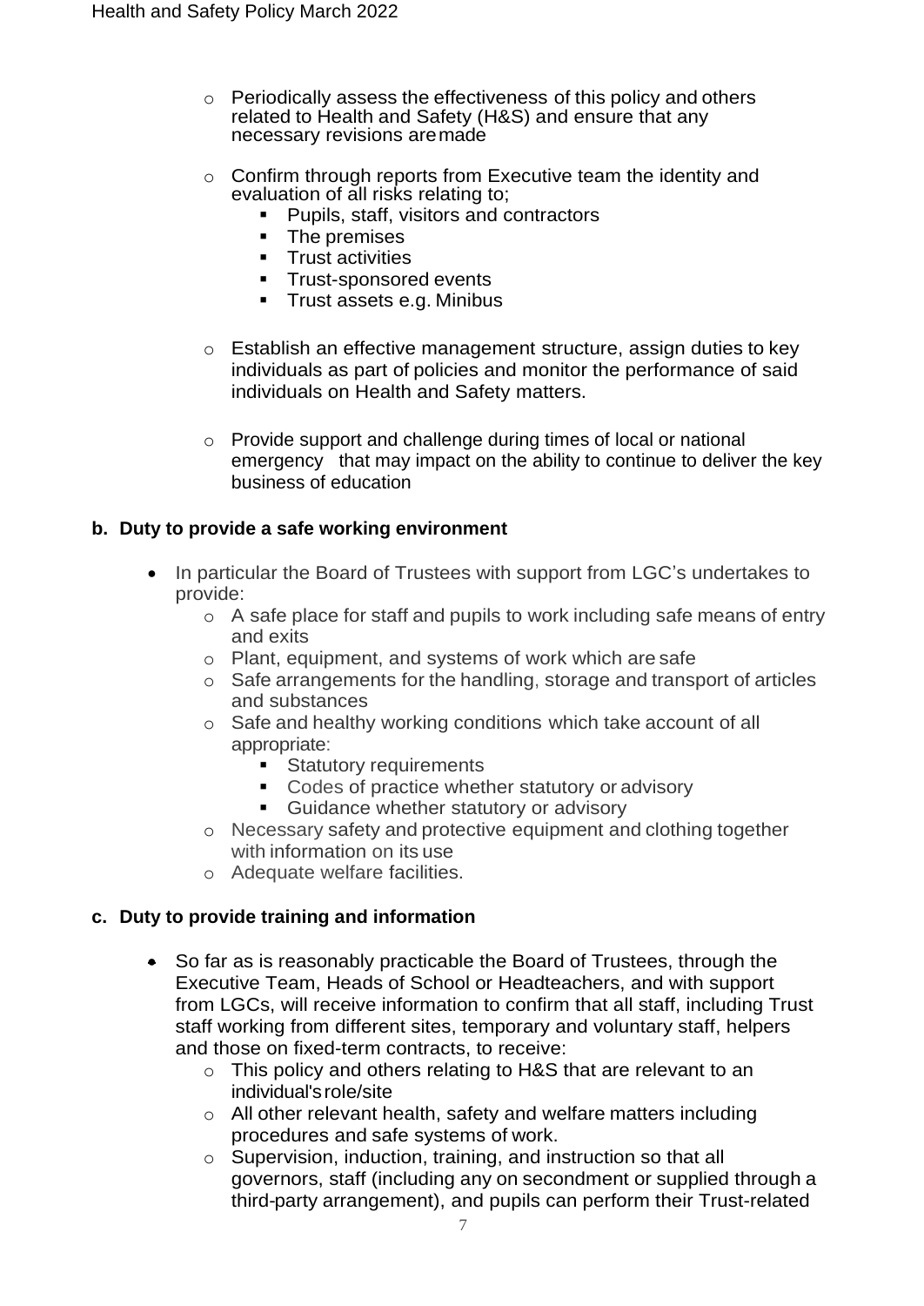- Periodically assess the effectiveness of this policy and others related to Health and Safety (H&S) and ensure that any necessary revisions are made

- Confirm through reports from Executive team the identity and evaluation of all risks relating to;
  - Pupils, staff, visitors and contractors
  - The premises
  - Trust activities
  - Trust-sponsored events
  - Trust assets e.g. Minibus

- Establish an effective management structure, assign duties to key individuals as part of policies and monitor the performance of said individuals on Health and Safety matters.

- Provide support and challenge during times of local or national emergency that may impact on the ability to continue to deliver the key business of education

**b. Duty to provide a safe working environment**

- In particular the Board of Trustees with support from LGC's undertakes to provide:
  - A safe place for staff and pupils to work including safe means of entry and exits
  - Plant, equipment, and systems of work which are safe
  - Safe arrangements for the handling, storage and transport of articles and substances
  - Safe and healthy working conditions which take account of all appropriate:
    - Statutory requirements
    - Codes of practice whether statutory or advisory
    - Guidance whether statutory or advisory
  - Necessary safety and protective equipment and clothing together with information on its use
  - Adequate welfare facilities.

**c. Duty to provide training and information**

- So far as is reasonably practicable the Board of Trustees, through the Executive Team, Heads of School or Headteachers, and with support from LGCs, will receive information to confirm that all staff, including Trust staff working from different sites, temporary and voluntary staff, helpers and those on fixed-term contracts, to receive:
  - This policy and others relating to H&S that are relevant to an individual's role/site
  - All other relevant health, safety and welfare matters including procedures and safe systems of work.
  - Supervision, induction, training, and instruction so that all governors, staff (including any on secondment or supplied through a third-party arrangement), and pupils can perform their Trust-related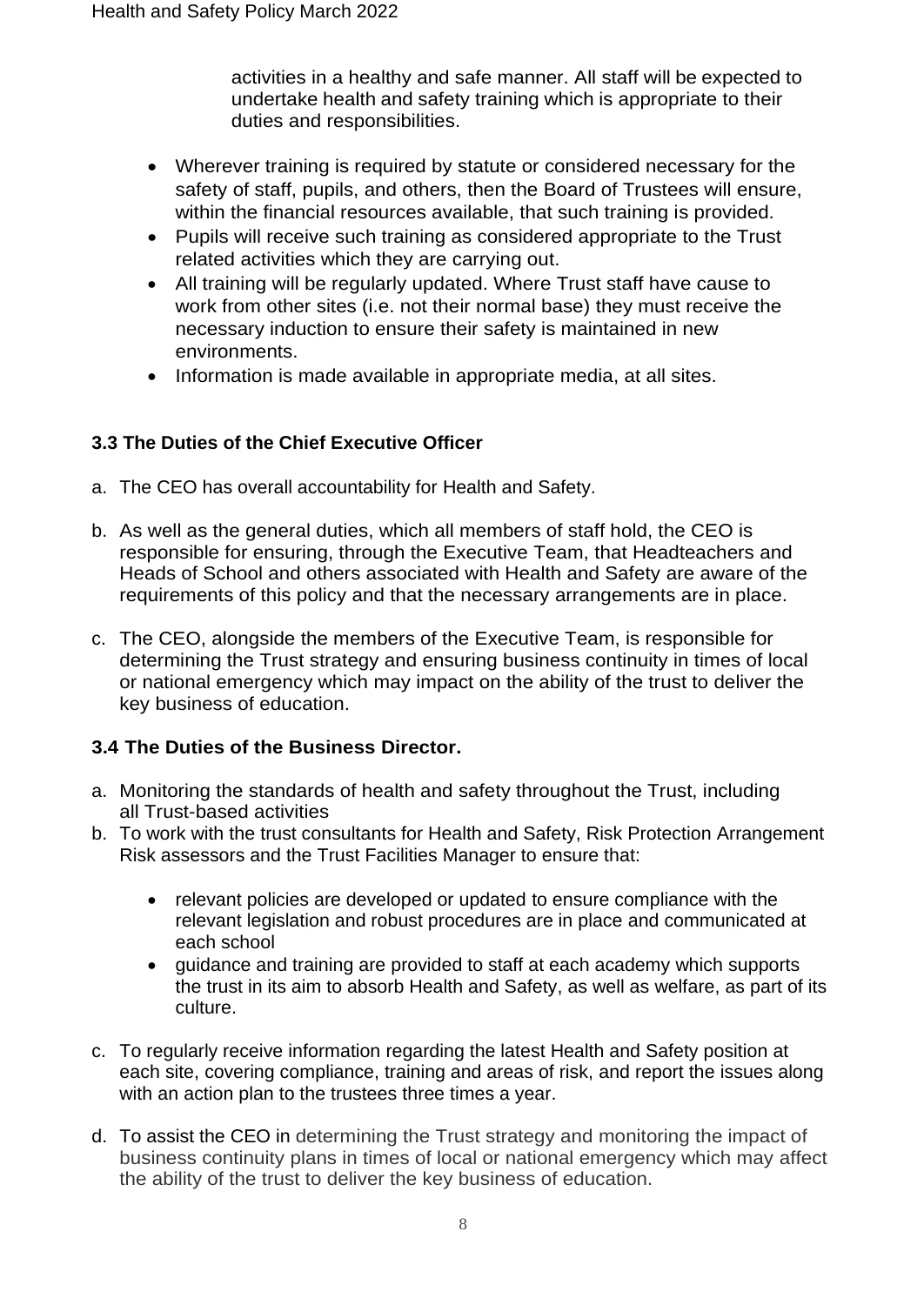activities in a healthy and safe manner. All staff will be expected to undertake health and safety training which is appropriate to their duties and responsibilities.

- Wherever training is required by statute or considered necessary for the safety of staff, pupils, and others, then the Board of Trustees will ensure, within the financial resources available, that such training is provided.
- Pupils will receive such training as considered appropriate to the Trust related activities which they are carrying out.
- All training will be regularly updated. Where Trust staff have cause to work from other sites (i.e. not their normal base) they must receive the necessary induction to ensure their safety is maintained in new environments.
- Information is made available in appropriate media, at all sites.

### 3.3 The Duties of the Chief Executive Officer

a. The CEO has overall accountability for Health and Safety.

b. As well as the general duties, which all members of staff hold, the CEO is responsible for ensuring, through the Executive Team, that Headteachers and Heads of School and others associated with Health and Safety are aware of the requirements of this policy and that the necessary arrangements are in place.

c. The CEO, alongside the members of the Executive Team, is responsible for determining the Trust strategy and ensuring business continuity in times of local or national emergency which may impact on the ability of the trust to deliver the key business of education.

### 3.4 The Duties of the Business Director.

a. Monitoring the standards of health and safety throughout the Trust, including all Trust-based activities
b. To work with the trust consultants for Health and Safety, Risk Protection Arrangement Risk assessors and the Trust Facilities Manager to ensure that:

   - relevant policies are developed or updated to ensure compliance with the relevant legislation and robust procedures are in place and communicated at each school
   - guidance and training are provided to staff at each academy which supports the trust in its aim to absorb Health and Safety, as well as welfare, as part of its culture.

c. To regularly receive information regarding the latest Health and Safety position at each site, covering compliance, training and areas of risk, and report the issues along with an action plan to the trustees three times a year.

d. To assist the CEO in determining the Trust strategy and monitoring the impact of business continuity plans in times of local or national emergency which may affect the ability of the trust to deliver the key business of education.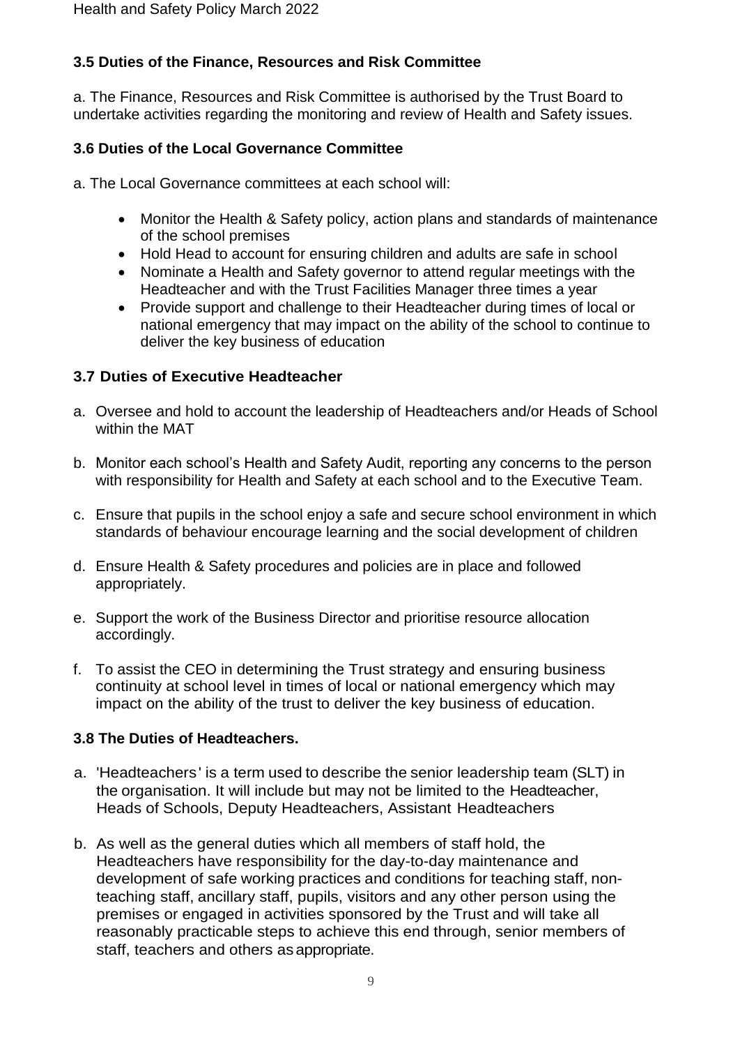### 3.5 Duties of the Finance, Resources and Risk Committee

a. The Finance, Resources and Risk Committee is authorised by the Trust Board to undertake activities regarding the monitoring and review of Health and Safety issues.

### 3.6 Duties of the Local Governance Committee

a. The Local Governance committees at each school will:

- Monitor the Health & Safety policy, action plans and standards of maintenance of the school premises
- Hold Head to account for ensuring children and adults are safe in school
- Nominate a Health and Safety governor to attend regular meetings with the Headteacher and with the Trust Facilities Manager three times a year
- Provide support and challenge to their Headteacher during times of local or national emergency that may impact on the ability of the school to continue to deliver the key business of education

### 3.7 Duties of Executive Headteacher

a. Oversee and hold to account the leadership of Headteachers and/or Heads of School within the MAT

b. Monitor each school's Health and Safety Audit, reporting any concerns to the person with responsibility for Health and Safety at each school and to the Executive Team.

c. Ensure that pupils in the school enjoy a safe and secure school environment in which standards of behaviour encourage learning and the social development of children

d. Ensure Health & Safety procedures and policies are in place and followed appropriately.

e. Support the work of the Business Director and prioritise resource allocation accordingly.

f. To assist the CEO in determining the Trust strategy and ensuring business continuity at school level in times of local or national emergency which may impact on the ability of the trust to deliver the key business of education.

### 3.8 The Duties of Headteachers.

a. 'Headteachers' is a term used to describe the senior leadership team (SLT) in the organisation. It will include but may not be limited to the Headteacher, Heads of Schools, Deputy Headteachers, Assistant Headteachers

b. As well as the general duties which all members of staff hold, the Headteachers have responsibility for the day-to-day maintenance and development of safe working practices and conditions for teaching staff, non-teaching staff, ancillary staff, pupils, visitors and any other person using the premises or engaged in activities sponsored by the Trust and will take all reasonably practicable steps to achieve this end through, senior members of staff, teachers and others as appropriate.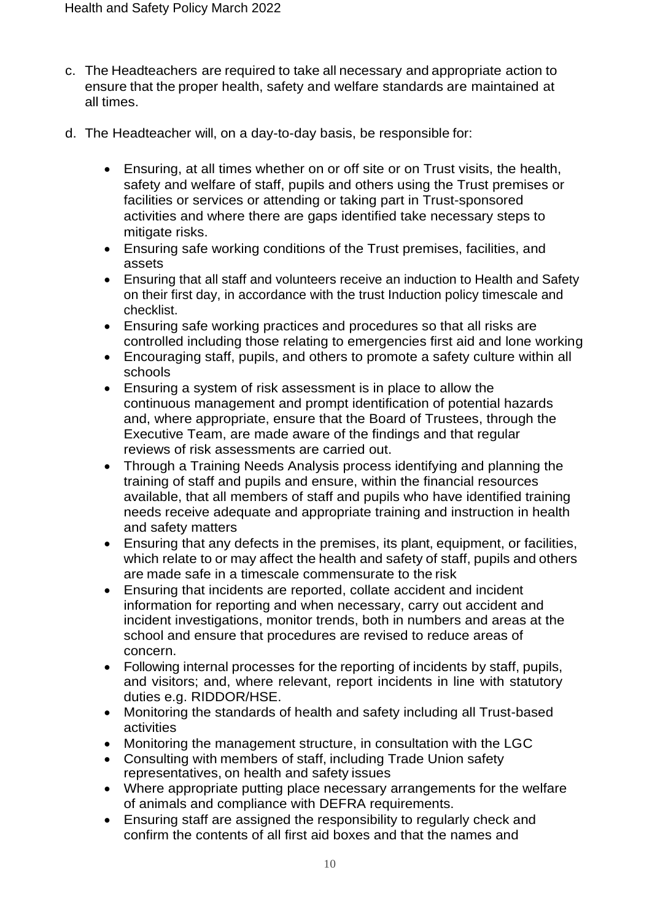c. The Headteachers are required to take all necessary and appropriate action to ensure that the proper health, safety and welfare standards are maintained at all times.

d. The Headteacher will, on a day-to-day basis, be responsible for:

   - Ensuring, at all times whether on or off site or on Trust visits, the health, safety and welfare of staff, pupils and others using the Trust premises or facilities or services or attending or taking part in Trust-sponsored activities and where there are gaps identified take necessary steps to mitigate risks.
   - Ensuring safe working conditions of the Trust premises, facilities, and assets
   - Ensuring that all staff and volunteers receive an induction to Health and Safety on their first day, in accordance with the trust Induction policy timescale and checklist.
   - Ensuring safe working practices and procedures so that all risks are controlled including those relating to emergencies first aid and lone working
   - Encouraging staff, pupils, and others to promote a safety culture within all schools
   - Ensuring a system of risk assessment is in place to allow the continuous management and prompt identification of potential hazards and, where appropriate, ensure that the Board of Trustees, through the Executive Team, are made aware of the findings and that regular reviews of risk assessments are carried out.
   - Through a Training Needs Analysis process identifying and planning the training of staff and pupils and ensure, within the financial resources available, that all members of staff and pupils who have identified training needs receive adequate and appropriate training and instruction in health and safety matters
   - Ensuring that any defects in the premises, its plant, equipment, or facilities, which relate to or may affect the health and safety of staff, pupils and others are made safe in a timescale commensurate to the risk
   - Ensuring that incidents are reported, collate accident and incident information for reporting and when necessary, carry out accident and incident investigations, monitor trends, both in numbers and areas at the school and ensure that procedures are revised to reduce areas of concern.
   - Following internal processes for the reporting of incidents by staff, pupils, and visitors; and, where relevant, report incidents in line with statutory duties e.g. RIDDOR/HSE.
   - Monitoring the standards of health and safety including all Trust-based activities
   - Monitoring the management structure, in consultation with the LGC
   - Consulting with members of staff, including Trade Union safety representatives, on health and safety issues
   - Where appropriate putting place necessary arrangements for the welfare of animals and compliance with DEFRA requirements.
   - Ensuring staff are assigned the responsibility to regularly check and confirm the contents of all first aid boxes and that the names and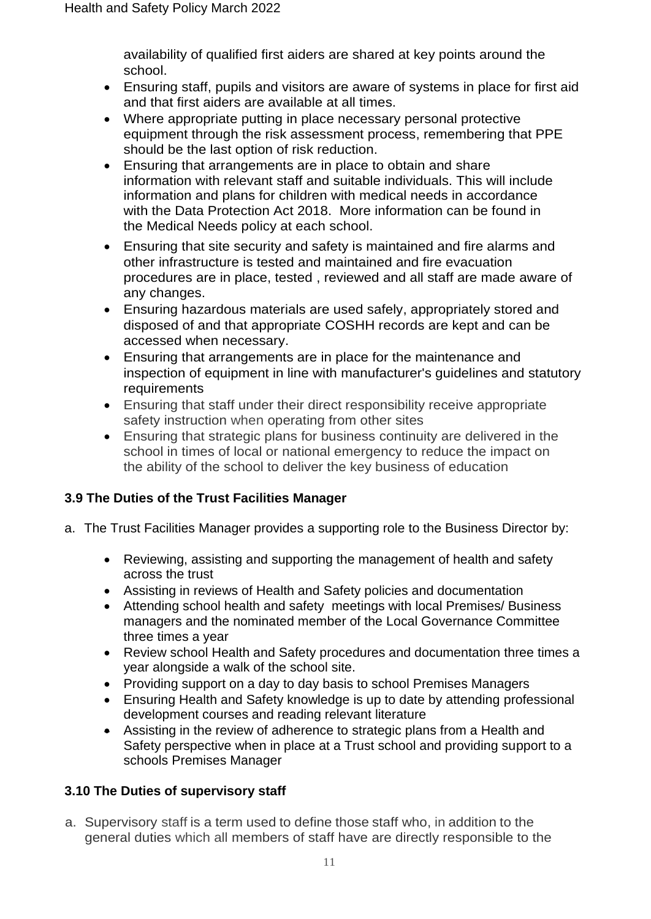availability of qualified first aiders are shared at key points around the school.

- Ensuring staff, pupils and visitors are aware of systems in place for first aid and that first aiders are available at all times.
- Where appropriate putting in place necessary personal protective equipment through the risk assessment process, remembering that PPE should be the last option of risk reduction.
- Ensuring that arrangements are in place to obtain and share information with relevant staff and suitable individuals. This will include information and plans for children with medical needs in accordance with the Data Protection Act 2018. More information can be found in the Medical Needs policy at each school.
- Ensuring that site security and safety is maintained and fire alarms and other infrastructure is tested and maintained and fire evacuation procedures are in place, tested , reviewed and all staff are made aware of any changes.
- Ensuring hazardous materials are used safely, appropriately stored and disposed of and that appropriate COSHH records are kept and can be accessed when necessary.
- Ensuring that arrangements are in place for the maintenance and inspection of equipment in line with manufacturer's guidelines and statutory requirements
- Ensuring that staff under their direct responsibility receive appropriate safety instruction when operating from other sites
- Ensuring that strategic plans for business continuity are delivered in the school in times of local or national emergency to reduce the impact on the ability of the school to deliver the key business of education

### 3.9 The Duties of the Trust Facilities Manager

a. The Trust Facilities Manager provides a supporting role to the Business Director by:

- Reviewing, assisting and supporting the management of health and safety across the trust
- Assisting in reviews of Health and Safety policies and documentation
- Attending school health and safety meetings with local Premises/ Business managers and the nominated member of the Local Governance Committee three times a year
- Review school Health and Safety procedures and documentation three times a year alongside a walk of the school site.
- Providing support on a day to day basis to school Premises Managers
- Ensuring Health and Safety knowledge is up to date by attending professional development courses and reading relevant literature
- Assisting in the review of adherence to strategic plans from a Health and Safety perspective when in place at a Trust school and providing support to a schools Premises Manager

### 3.10 The Duties of supervisory staff

a. Supervisory staff is a term used to define those staff who, in addition to the general duties which all members of staff have are directly responsible to the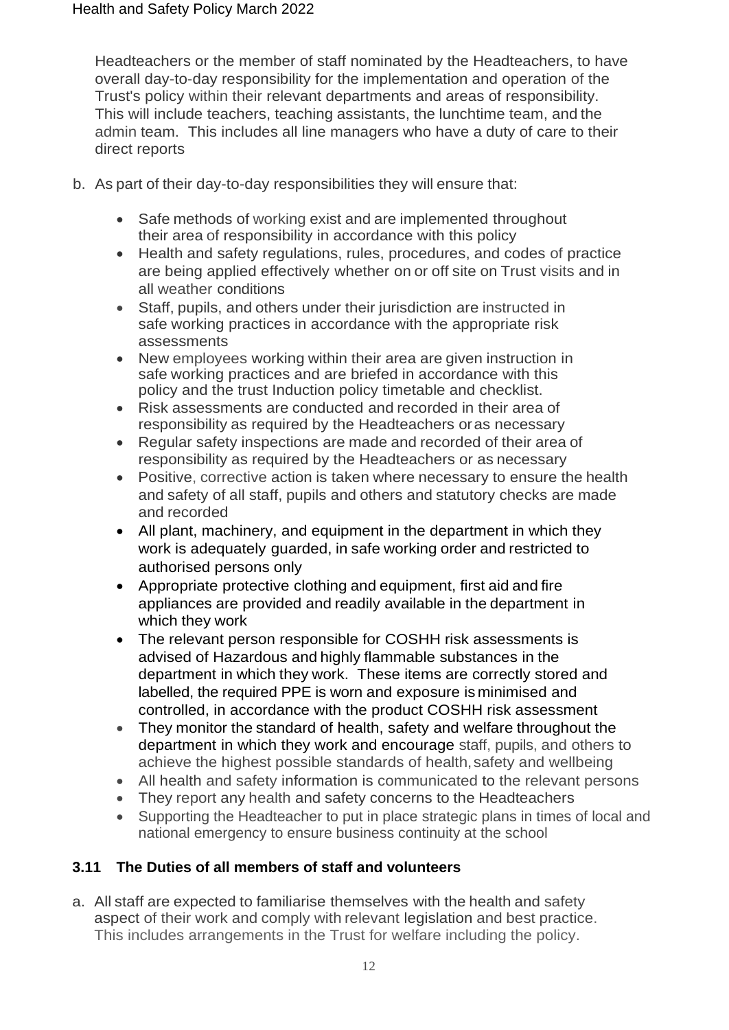Headteachers or the member of staff nominated by the Headteachers, to have overall day-to-day responsibility for the implementation and operation of the Trust's policy within their relevant departments and areas of responsibility. This will include teachers, teaching assistants, the lunchtime team, and the admin team. This includes all line managers who have a duty of care to their direct reports

b. As part of their day-to-day responsibilities they will ensure that:

- Safe methods of working exist and are implemented throughout their area of responsibility in accordance with this policy
- Health and safety regulations, rules, procedures, and codes of practice are being applied effectively whether on or off site on Trust visits and in all weather conditions
- Staff, pupils, and others under their jurisdiction are instructed in safe working practices in accordance with the appropriate risk assessments
- New employees working within their area are given instruction in safe working practices and are briefed in accordance with this policy and the trust Induction policy timetable and checklist.
- Risk assessments are conducted and recorded in their area of responsibility as required by the Headteachers or as necessary
- Regular safety inspections are made and recorded of their area of responsibility as required by the Headteachers or as necessary
- Positive, corrective action is taken where necessary to ensure the health and safety of all staff, pupils and others and statutory checks are made and recorded
- All plant, machinery, and equipment in the department in which they work is adequately guarded, in safe working order and restricted to authorised persons only
- Appropriate protective clothing and equipment, first aid and fire appliances are provided and readily available in the department in which they work
- The relevant person responsible for COSHH risk assessments is advised of Hazardous and highly flammable substances in the department in which they work. These items are correctly stored and labelled, the required PPE is worn and exposure is minimised and controlled, in accordance with the product COSHH risk assessment
- They monitor the standard of health, safety and welfare throughout the department in which they work and encourage staff, pupils, and others to achieve the highest possible standards of health, safety and wellbeing
- All health and safety information is communicated to the relevant persons
- They report any health and safety concerns to the Headteachers
- Supporting the Headteacher to put in place strategic plans in times of local and national emergency to ensure business continuity at the school

### 3.11 The Duties of all members of staff and volunteers

a. All staff are expected to familiarise themselves with the health and safety aspect of their work and comply with relevant legislation and best practice. This includes arrangements in the Trust for welfare including the policy.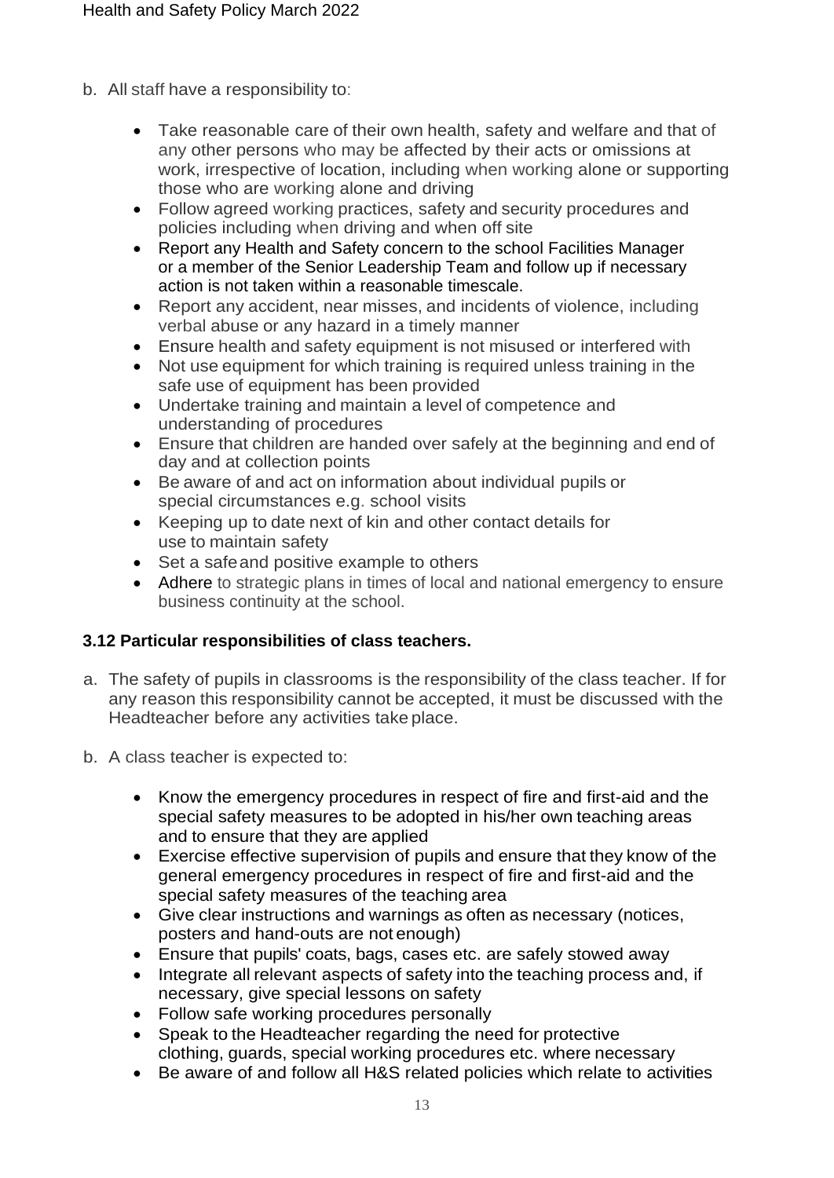b. All staff have a responsibility to:

- Take reasonable care of their own health, safety and welfare and that of any other persons who may be affected by their acts or omissions at work, irrespective of location, including when working alone or supporting those who are working alone and driving
- Follow agreed working practices, safety and security procedures and policies including when driving and when off site
- Report any Health and Safety concern to the school Facilities Manager or a member of the Senior Leadership Team and follow up if necessary action is not taken within a reasonable timescale.
- Report any accident, near misses, and incidents of violence, including verbal abuse or any hazard in a timely manner
- Ensure health and safety equipment is not misused or interfered with
- Not use equipment for which training is required unless training in the safe use of equipment has been provided
- Undertake training and maintain a level of competence and understanding of procedures
- Ensure that children are handed over safely at the beginning and end of day and at collection points
- Be aware of and act on information about individual pupils or special circumstances e.g. school visits
- Keeping up to date next of kin and other contact details for use to maintain safety
- Set a safe and positive example to others
- Adhere to strategic plans in times of local and national emergency to ensure business continuity at the school.

### 3.12 Particular responsibilities of class teachers.

a. The safety of pupils in classrooms is the responsibility of the class teacher. If for any reason this responsibility cannot be accepted, it must be discussed with the Headteacher before any activities take place.

b. A class teacher is expected to:

- Know the emergency procedures in respect of fire and first-aid and the special safety measures to be adopted in his/her own teaching areas and to ensure that they are applied
- Exercise effective supervision of pupils and ensure that they know of the general emergency procedures in respect of fire and first-aid and the special safety measures of the teaching area
- Give clear instructions and warnings as often as necessary (notices, posters and hand-outs are not enough)
- Ensure that pupils' coats, bags, cases etc. are safely stowed away
- Integrate all relevant aspects of safety into the teaching process and, if necessary, give special lessons on safety
- Follow safe working procedures personally
- Speak to the Headteacher regarding the need for protective clothing, guards, special working procedures etc. where necessary
- Be aware of and follow all H&S related policies which relate to activities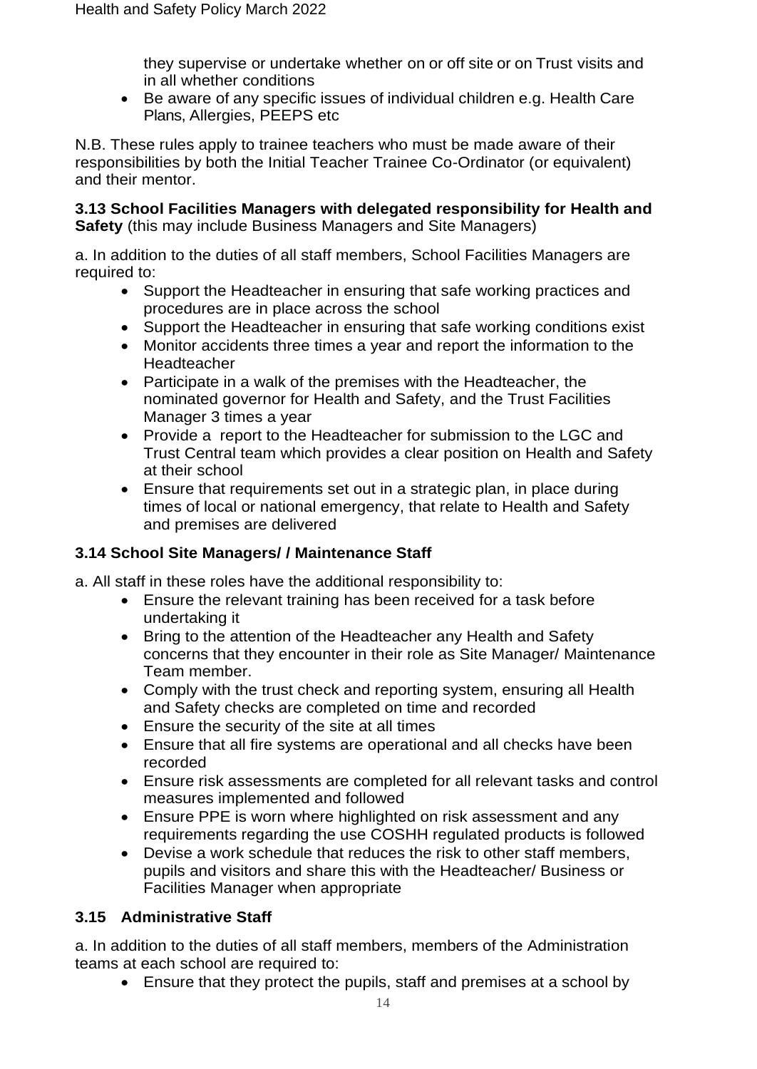they supervise or undertake whether on or off site or on Trust visits and in all whether conditions
- Be aware of any specific issues of individual children e.g. Health Care Plans, Allergies, PEEPS etc

N.B. These rules apply to trainee teachers who must be made aware of their responsibilities by both the Initial Teacher Trainee Co-Ordinator (or equivalent) and their mentor.

**3.13 School Facilities Managers with delegated responsibility for Health and Safety** (this may include Business Managers and Site Managers)

a. In addition to the duties of all staff members, School Facilities Managers are required to:

- Support the Headteacher in ensuring that safe working practices and procedures are in place across the school
- Support the Headteacher in ensuring that safe working conditions exist
- Monitor accidents three times a year and report the information to the Headteacher
- Participate in a walk of the premises with the Headteacher, the nominated governor for Health and Safety, and the Trust Facilities Manager 3 times a year
- Provide a report to the Headteacher for submission to the LGC and Trust Central team which provides a clear position on Health and Safety at their school
- Ensure that requirements set out in a strategic plan, in place during times of local or national emergency, that relate to Health and Safety and premises are delivered

### 3.14 School Site Managers/ / Maintenance Staff

a. All staff in these roles have the additional responsibility to:

- Ensure the relevant training has been received for a task before undertaking it
- Bring to the attention of the Headteacher any Health and Safety concerns that they encounter in their role as Site Manager/ Maintenance Team member.
- Comply with the trust check and reporting system, ensuring all Health and Safety checks are completed on time and recorded
- Ensure the security of the site at all times
- Ensure that all fire systems are operational and all checks have been recorded
- Ensure risk assessments are completed for all relevant tasks and control measures implemented and followed
- Ensure PPE is worn where highlighted on risk assessment and any requirements regarding the use COSHH regulated products is followed
- Devise a work schedule that reduces the risk to other staff members, pupils and visitors and share this with the Headteacher/ Business or Facilities Manager when appropriate

### 3.15 Administrative Staff

a. In addition to the duties of all staff members, members of the Administration teams at each school are required to:

- Ensure that they protect the pupils, staff and premises at a school by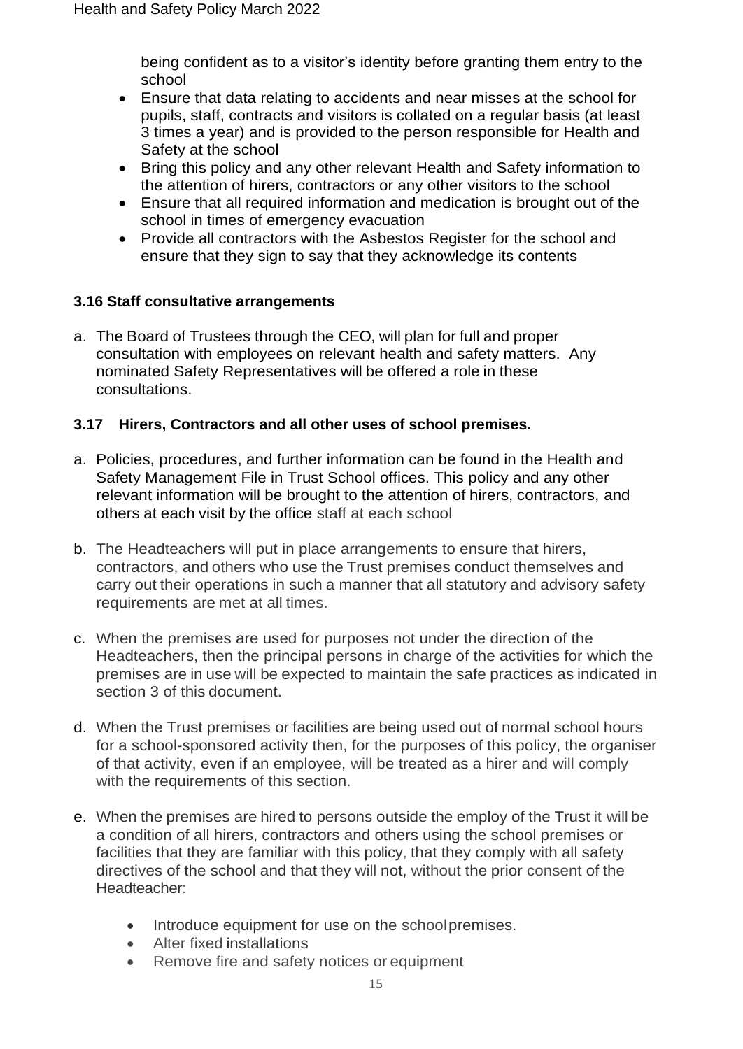being confident as to a visitor's identity before granting them entry to the school

- Ensure that data relating to accidents and near misses at the school for pupils, staff, contracts and visitors is collated on a regular basis (at least 3 times a year) and is provided to the person responsible for Health and Safety at the school
- Bring this policy and any other relevant Health and Safety information to the attention of hirers, contractors or any other visitors to the school
- Ensure that all required information and medication is brought out of the school in times of emergency evacuation
- Provide all contractors with the Asbestos Register for the school and ensure that they sign to say that they acknowledge its contents

### 3.16 Staff consultative arrangements

a. The Board of Trustees through the CEO, will plan for full and proper consultation with employees on relevant health and safety matters. Any nominated Safety Representatives will be offered a role in these consultations.

### 3.17 Hirers, Contractors and all other uses of school premises.

a. Policies, procedures, and further information can be found in the Health and Safety Management File in Trust School offices. This policy and any other relevant information will be brought to the attention of hirers, contractors, and others at each visit by the office staff at each school

b. The Headteachers will put in place arrangements to ensure that hirers, contractors, and others who use the Trust premises conduct themselves and carry out their operations in such a manner that all statutory and advisory safety requirements are met at all times.

c. When the premises are used for purposes not under the direction of the Headteachers, then the principal persons in charge of the activities for which the premises are in use will be expected to maintain the safe practices as indicated in section 3 of this document.

d. When the Trust premises or facilities are being used out of normal school hours for a school-sponsored activity then, for the purposes of this policy, the organiser of that activity, even if an employee, will be treated as a hirer and will comply with the requirements of this section.

e. When the premises are hired to persons outside the employ of the Trust it will be a condition of all hirers, contractors and others using the school premises or facilities that they are familiar with this policy, that they comply with all safety directives of the school and that they will not, without the prior consent of the Headteacher:

   - Introduce equipment for use on the school premises.
   - Alter fixed installations
   - Remove fire and safety notices or equipment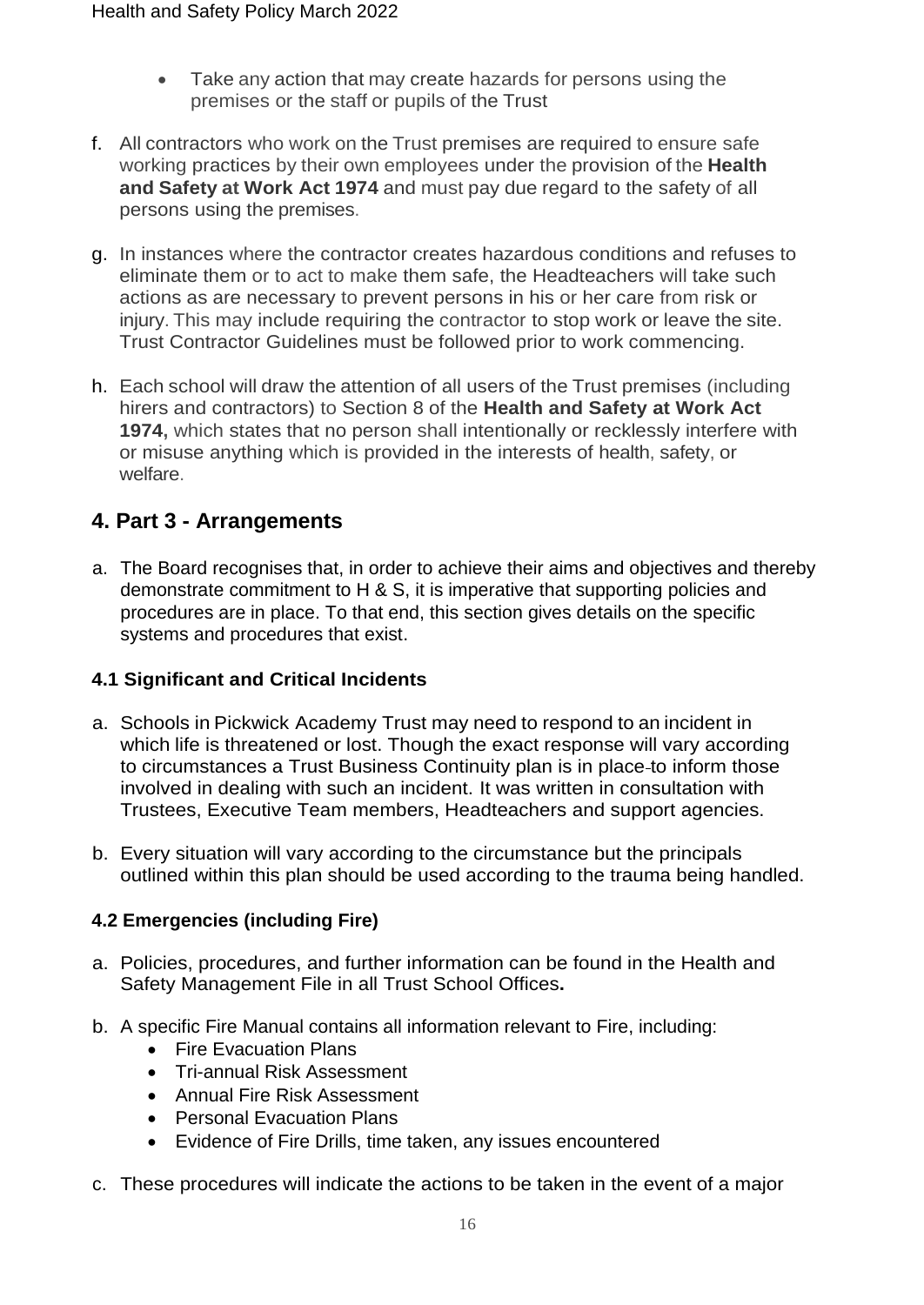- Take any action that may create hazards for persons using the premises or the staff or pupils of the Trust

f. All contractors who work on the Trust premises are required to ensure safe working practices by their own employees under the provision of the **Health and Safety at Work Act 1974** and must pay due regard to the safety of all persons using the premises.

g. In instances where the contractor creates hazardous conditions and refuses to eliminate them or to act to make them safe, the Headteachers will take such actions as are necessary to prevent persons in his or her care from risk or injury. This may include requiring the contractor to stop work or leave the site. Trust Contractor Guidelines must be followed prior to work commencing.

h. Each school will draw the attention of all users of the Trust premises (including hirers and contractors) to Section 8 of the **Health and Safety at Work Act 1974,** which states that no person shall intentionally or recklessly interfere with or misuse anything which is provided in the interests of health, safety, or welfare.

## 4. Part 3 - Arrangements

a. The Board recognises that, in order to achieve their aims and objectives and thereby demonstrate commitment to H & S, it is imperative that supporting policies and procedures are in place. To that end, this section gives details on the specific systems and procedures that exist.

### 4.1 Significant and Critical Incidents

a. Schools in Pickwick Academy Trust may need to respond to an incident in which life is threatened or lost. Though the exact response will vary according to circumstances a Trust Business Continuity plan is in place-to inform those involved in dealing with such an incident. It was written in consultation with Trustees, Executive Team members, Headteachers and support agencies.

b. Every situation will vary according to the circumstance but the principals outlined within this plan should be used according to the trauma being handled.

### 4.2 Emergencies (including Fire)

a. Policies, procedures, and further information can be found in the Health and Safety Management File in all Trust School Offices**.**

b. A specific Fire Manual contains all information relevant to Fire, including:
   - Fire Evacuation Plans
   - Tri-annual Risk Assessment
   - Annual Fire Risk Assessment
   - Personal Evacuation Plans
   - Evidence of Fire Drills, time taken, any issues encountered

c. These procedures will indicate the actions to be taken in the event of a major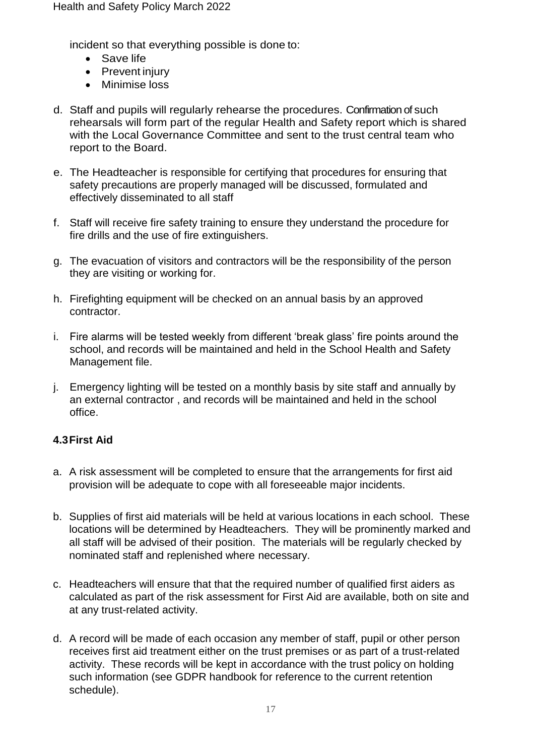incident so that everything possible is done to:

- Save life
- Prevent injury
- Minimise loss

d. Staff and pupils will regularly rehearse the procedures. Confirmation of such rehearsals will form part of the regular Health and Safety report which is shared with the Local Governance Committee and sent to the trust central team who report to the Board.

e. The Headteacher is responsible for certifying that procedures for ensuring that safety precautions are properly managed will be discussed, formulated and effectively disseminated to all staff

f. Staff will receive fire safety training to ensure they understand the procedure for fire drills and the use of fire extinguishers.

g. The evacuation of visitors and contractors will be the responsibility of the person they are visiting or working for.

h. Firefighting equipment will be checked on an annual basis by an approved contractor.

i. Fire alarms will be tested weekly from different 'break glass' fire points around the school, and records will be maintained and held in the School Health and Safety Management file.

j. Emergency lighting will be tested on a monthly basis by site staff and annually by an external contractor , and records will be maintained and held in the school office.

### 4.3 First Aid

a. A risk assessment will be completed to ensure that the arrangements for first aid provision will be adequate to cope with all foreseeable major incidents.

b. Supplies of first aid materials will be held at various locations in each school. These locations will be determined by Headteachers. They will be prominently marked and all staff will be advised of their position. The materials will be regularly checked by nominated staff and replenished where necessary.

c. Headteachers will ensure that that the required number of qualified first aiders as calculated as part of the risk assessment for First Aid are available, both on site and at any trust-related activity.

d. A record will be made of each occasion any member of staff, pupil or other person receives first aid treatment either on the trust premises or as part of a trust-related activity. These records will be kept in accordance with the trust policy on holding such information (see GDPR handbook for reference to the current retention schedule).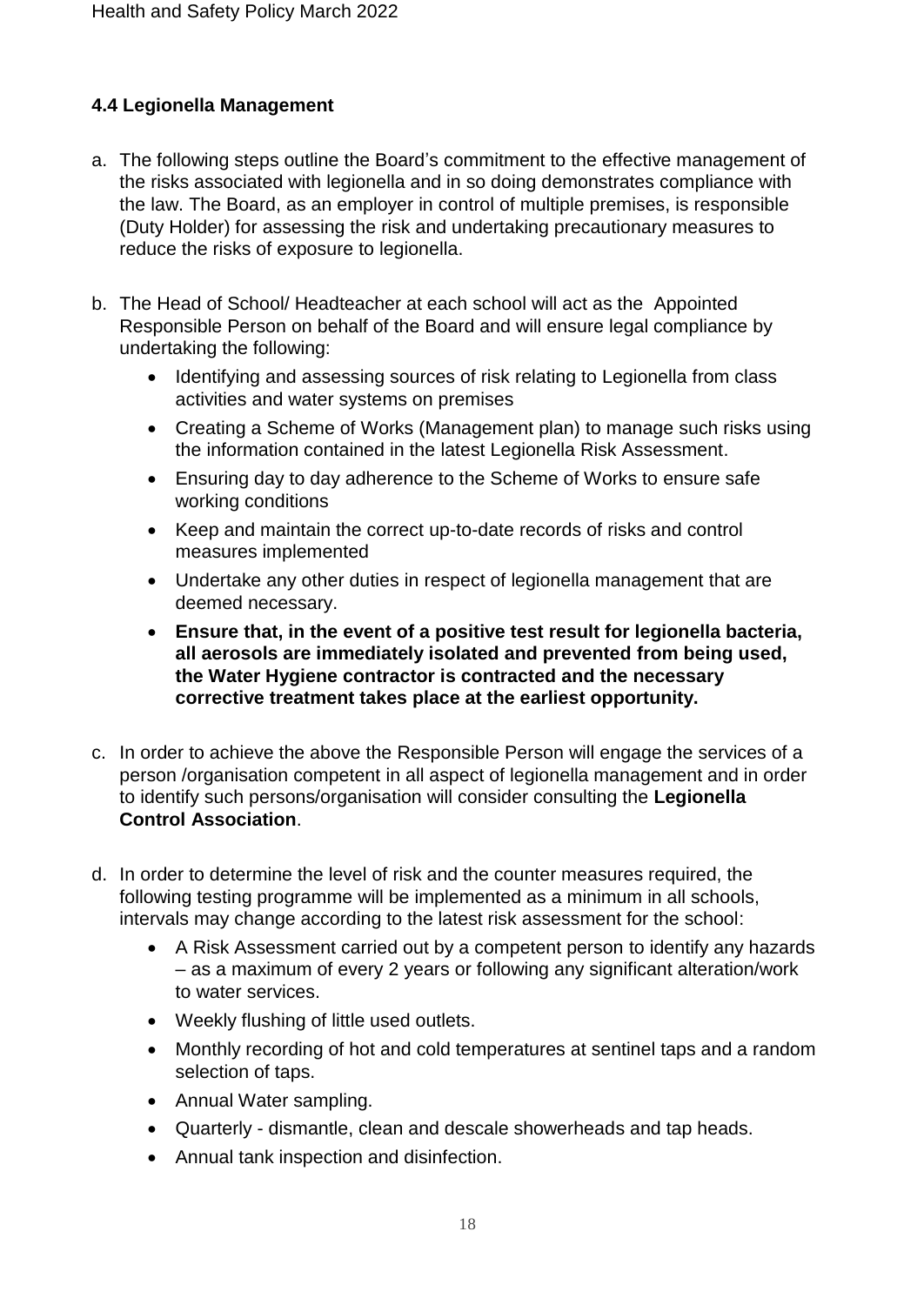### 4.4 Legionella Management

a. The following steps outline the Board's commitment to the effective management of the risks associated with legionella and in so doing demonstrates compliance with the law. The Board, as an employer in control of multiple premises, is responsible (Duty Holder) for assessing the risk and undertaking precautionary measures to reduce the risks of exposure to legionella.

b. The Head of School/ Headteacher at each school will act as the Appointed Responsible Person on behalf of the Board and will ensure legal compliance by undertaking the following:

   - Identifying and assessing sources of risk relating to Legionella from class activities and water systems on premises
   - Creating a Scheme of Works (Management plan) to manage such risks using the information contained in the latest Legionella Risk Assessment.
   - Ensuring day to day adherence to the Scheme of Works to ensure safe working conditions
   - Keep and maintain the correct up-to-date records of risks and control measures implemented
   - Undertake any other duties in respect of legionella management that are deemed necessary.
   - **Ensure that, in the event of a positive test result for legionella bacteria, all aerosols are immediately isolated and prevented from being used, the Water Hygiene contractor is contracted and the necessary corrective treatment takes place at the earliest opportunity.**

c. In order to achieve the above the Responsible Person will engage the services of a person /organisation competent in all aspect of legionella management and in order to identify such persons/organisation will consider consulting the **Legionella Control Association**.

d. In order to determine the level of risk and the counter measures required, the following testing programme will be implemented as a minimum in all schools, intervals may change according to the latest risk assessment for the school:

   - A Risk Assessment carried out by a competent person to identify any hazards – as a maximum of every 2 years or following any significant alteration/work to water services.
   - Weekly flushing of little used outlets.
   - Monthly recording of hot and cold temperatures at sentinel taps and a random selection of taps.
   - Annual Water sampling.
   - Quarterly - dismantle, clean and descale showerheads and tap heads.
   - Annual tank inspection and disinfection.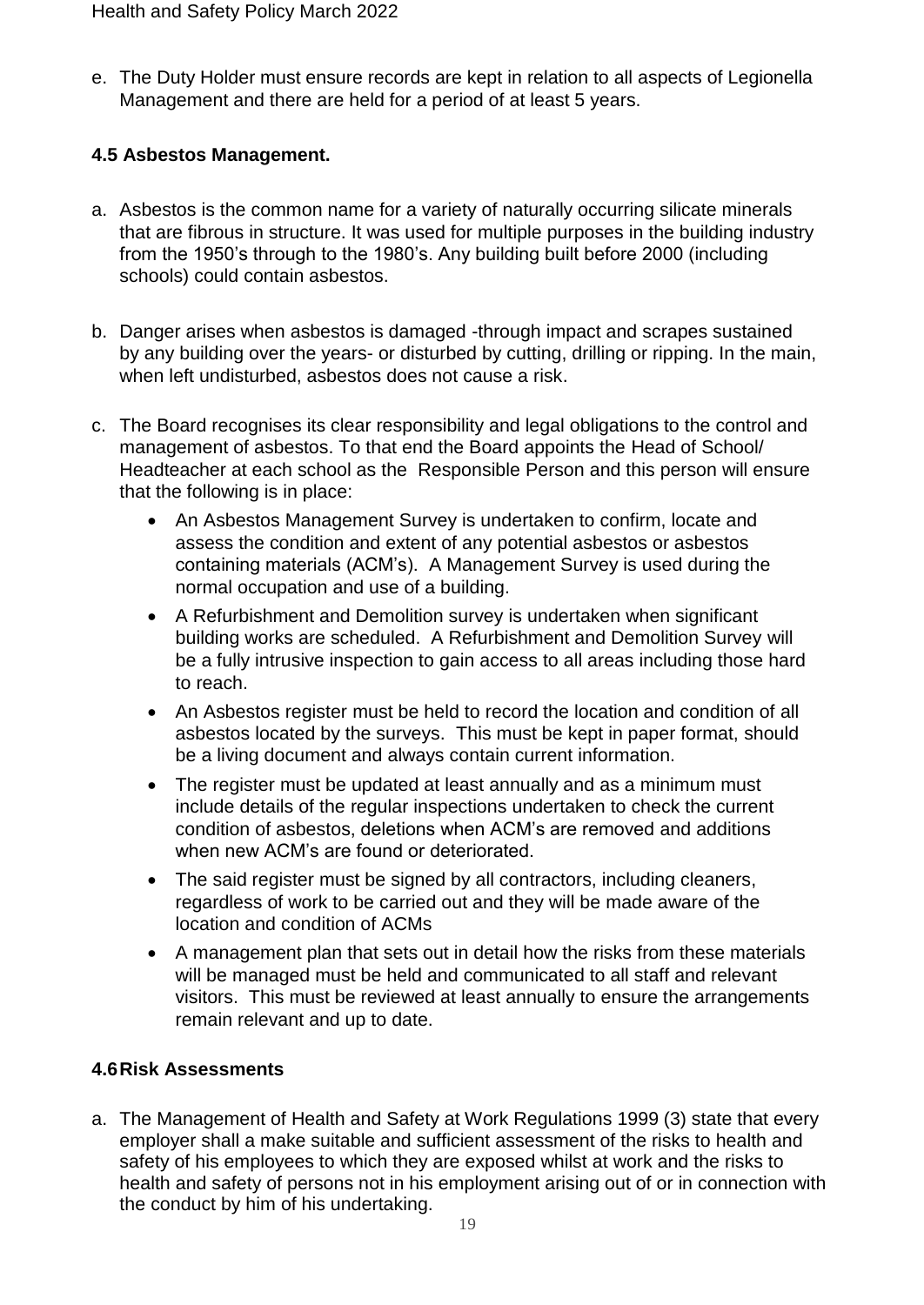e. The Duty Holder must ensure records are kept in relation to all aspects of Legionella Management and there are held for a period of at least 5 years.

### 4.5 Asbestos Management.

a. Asbestos is the common name for a variety of naturally occurring silicate minerals that are fibrous in structure. It was used for multiple purposes in the building industry from the 1950's through to the 1980's. Any building built before 2000 (including schools) could contain asbestos.

b. Danger arises when asbestos is damaged -through impact and scrapes sustained by any building over the years- or disturbed by cutting, drilling or ripping. In the main, when left undisturbed, asbestos does not cause a risk.

c. The Board recognises its clear responsibility and legal obligations to the control and management of asbestos. To that end the Board appoints the Head of School/ Headteacher at each school as the Responsible Person and this person will ensure that the following is in place:
   - An Asbestos Management Survey is undertaken to confirm, locate and assess the condition and extent of any potential asbestos or asbestos containing materials (ACM's). A Management Survey is used during the normal occupation and use of a building.
   - A Refurbishment and Demolition survey is undertaken when significant building works are scheduled. A Refurbishment and Demolition Survey will be a fully intrusive inspection to gain access to all areas including those hard to reach.
   - An Asbestos register must be held to record the location and condition of all asbestos located by the surveys. This must be kept in paper format, should be a living document and always contain current information.
   - The register must be updated at least annually and as a minimum must include details of the regular inspections undertaken to check the current condition of asbestos, deletions when ACM's are removed and additions when new ACM's are found or deteriorated.
   - The said register must be signed by all contractors, including cleaners, regardless of work to be carried out and they will be made aware of the location and condition of ACMs
   - A management plan that sets out in detail how the risks from these materials will be managed must be held and communicated to all staff and relevant visitors. This must be reviewed at least annually to ensure the arrangements remain relevant and up to date.

### 4.6 Risk Assessments

a. The Management of Health and Safety at Work Regulations 1999 (3) state that every employer shall a make suitable and sufficient assessment of the risks to health and safety of his employees to which they are exposed whilst at work and the risks to health and safety of persons not in his employment arising out of or in connection with the conduct by him of his undertaking.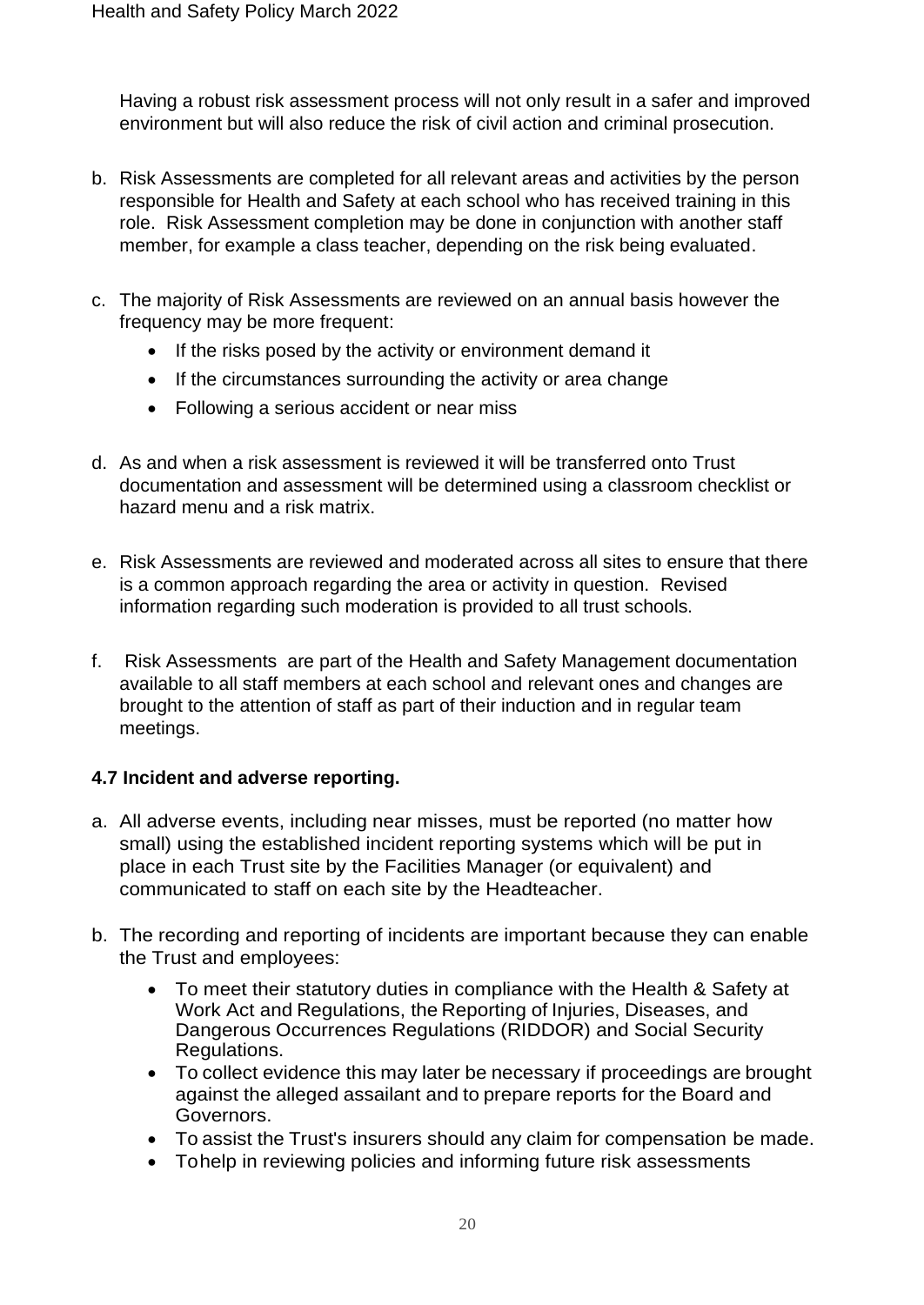Having a robust risk assessment process will not only result in a safer and improved environment but will also reduce the risk of civil action and criminal prosecution.

b. Risk Assessments are completed for all relevant areas and activities by the person responsible for Health and Safety at each school who has received training in this role. Risk Assessment completion may be done in conjunction with another staff member, for example a class teacher, depending on the risk being evaluated.

c. The majority of Risk Assessments are reviewed on an annual basis however the frequency may be more frequent:
   - If the risks posed by the activity or environment demand it
   - If the circumstances surrounding the activity or area change
   - Following a serious accident or near miss

d. As and when a risk assessment is reviewed it will be transferred onto Trust documentation and assessment will be determined using a classroom checklist or hazard menu and a risk matrix.

e. Risk Assessments are reviewed and moderated across all sites to ensure that there is a common approach regarding the area or activity in question. Revised information regarding such moderation is provided to all trust schools.

f. Risk Assessments are part of the Health and Safety Management documentation available to all staff members at each school and relevant ones and changes are brought to the attention of staff as part of their induction and in regular team meetings.

### 4.7 Incident and adverse reporting.

a. All adverse events, including near misses, must be reported (no matter how small) using the established incident reporting systems which will be put in place in each Trust site by the Facilities Manager (or equivalent) and communicated to staff on each site by the Headteacher.

b. The recording and reporting of incidents are important because they can enable the Trust and employees:
   - To meet their statutory duties in compliance with the Health & Safety at Work Act and Regulations, the Reporting of Injuries, Diseases, and Dangerous Occurrences Regulations (RIDDOR) and Social Security Regulations.
   - To collect evidence this may later be necessary if proceedings are brought against the alleged assailant and to prepare reports for the Board and Governors.
   - To assist the Trust's insurers should any claim for compensation be made.
   - To help in reviewing policies and informing future risk assessments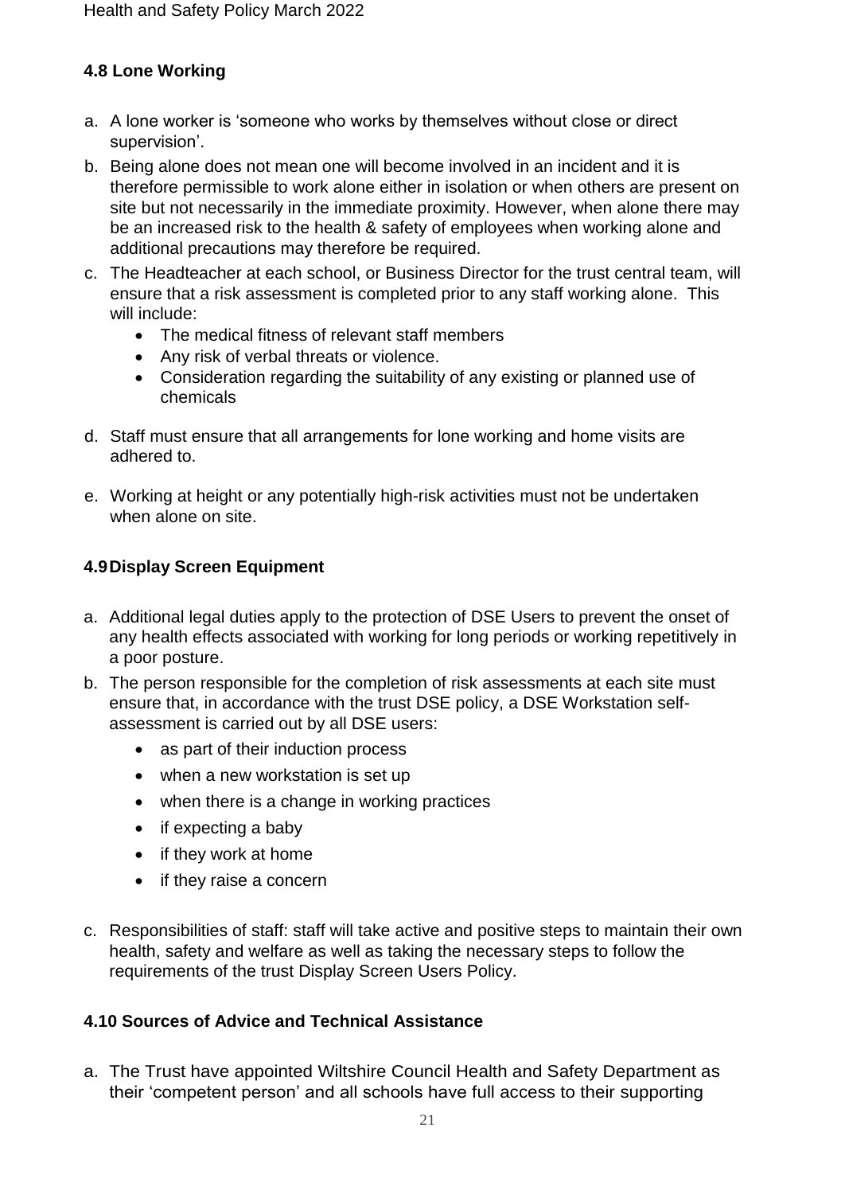## 4.8 Lone Working

a. A lone worker is 'someone who works by themselves without close or direct supervision'.

b. Being alone does not mean one will become involved in an incident and it is therefore permissible to work alone either in isolation or when others are present on site but not necessarily in the immediate proximity. However, when alone there may be an increased risk to the health & safety of employees when working alone and additional precautions may therefore be required.

c. The Headteacher at each school, or Business Director for the trust central team, will ensure that a risk assessment is completed prior to any staff working alone. This will include:
   - The medical fitness of relevant staff members
   - Any risk of verbal threats or violence.
   - Consideration regarding the suitability of any existing or planned use of chemicals

d. Staff must ensure that all arrangements for lone working and home visits are adhered to.

e. Working at height or any potentially high-risk activities must not be undertaken when alone on site.

## 4.9 Display Screen Equipment

a. Additional legal duties apply to the protection of DSE Users to prevent the onset of any health effects associated with working for long periods or working repetitively in a poor posture.

b. The person responsible for the completion of risk assessments at each site must ensure that, in accordance with the trust DSE policy, a DSE Workstation self-assessment is carried out by all DSE users:
   - as part of their induction process
   - when a new workstation is set up
   - when there is a change in working practices
   - if expecting a baby
   - if they work at home
   - if they raise a concern

c. Responsibilities of staff: staff will take active and positive steps to maintain their own health, safety and welfare as well as taking the necessary steps to follow the requirements of the trust Display Screen Users Policy.

## 4.10 Sources of Advice and Technical Assistance

a. The Trust have appointed Wiltshire Council Health and Safety Department as their 'competent person' and all schools have full access to their supporting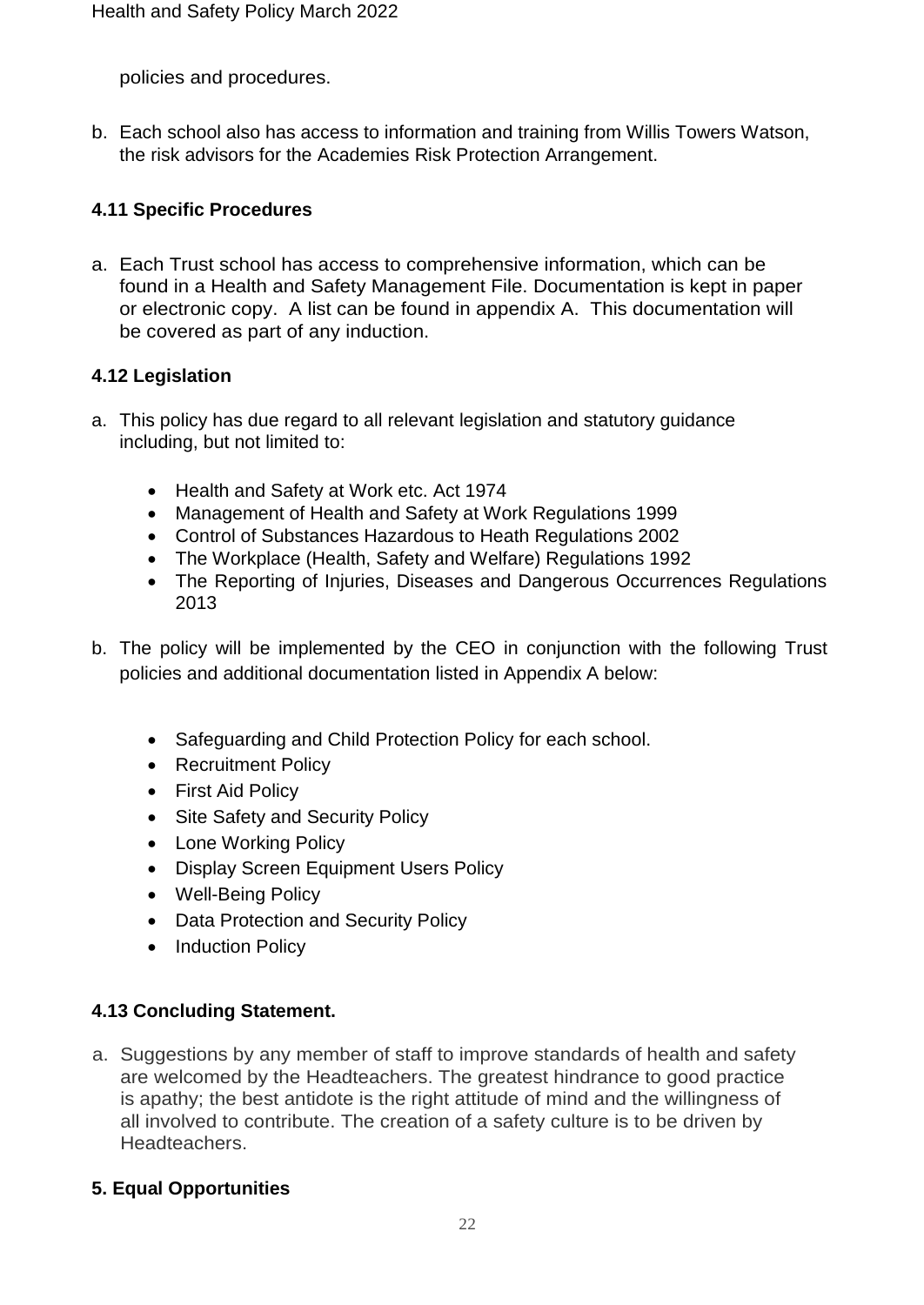policies and procedures.

b. Each school also has access to information and training from Willis Towers Watson, the risk advisors for the Academies Risk Protection Arrangement.

### 4.11 Specific Procedures

a. Each Trust school has access to comprehensive information, which can be found in a Health and Safety Management File. Documentation is kept in paper or electronic copy. A list can be found in appendix A. This documentation will be covered as part of any induction.

### 4.12 Legislation

a. This policy has due regard to all relevant legislation and statutory guidance including, but not limited to:

   - Health and Safety at Work etc. Act 1974
   - Management of Health and Safety at Work Regulations 1999
   - Control of Substances Hazardous to Heath Regulations 2002
   - The Workplace (Health, Safety and Welfare) Regulations 1992
   - The Reporting of Injuries, Diseases and Dangerous Occurrences Regulations 2013

b. The policy will be implemented by the CEO in conjunction with the following Trust policies and additional documentation listed in Appendix A below:

   - Safeguarding and Child Protection Policy for each school.
   - Recruitment Policy
   - First Aid Policy
   - Site Safety and Security Policy
   - Lone Working Policy
   - Display Screen Equipment Users Policy
   - Well-Being Policy
   - Data Protection and Security Policy
   - Induction Policy

### 4.13 Concluding Statement.

a. Suggestions by any member of staff to improve standards of health and safety are welcomed by the Headteachers. The greatest hindrance to good practice is apathy; the best antidote is the right attitude of mind and the willingness of all involved to contribute. The creation of a safety culture is to be driven by Headteachers.

## 5. Equal Opportunities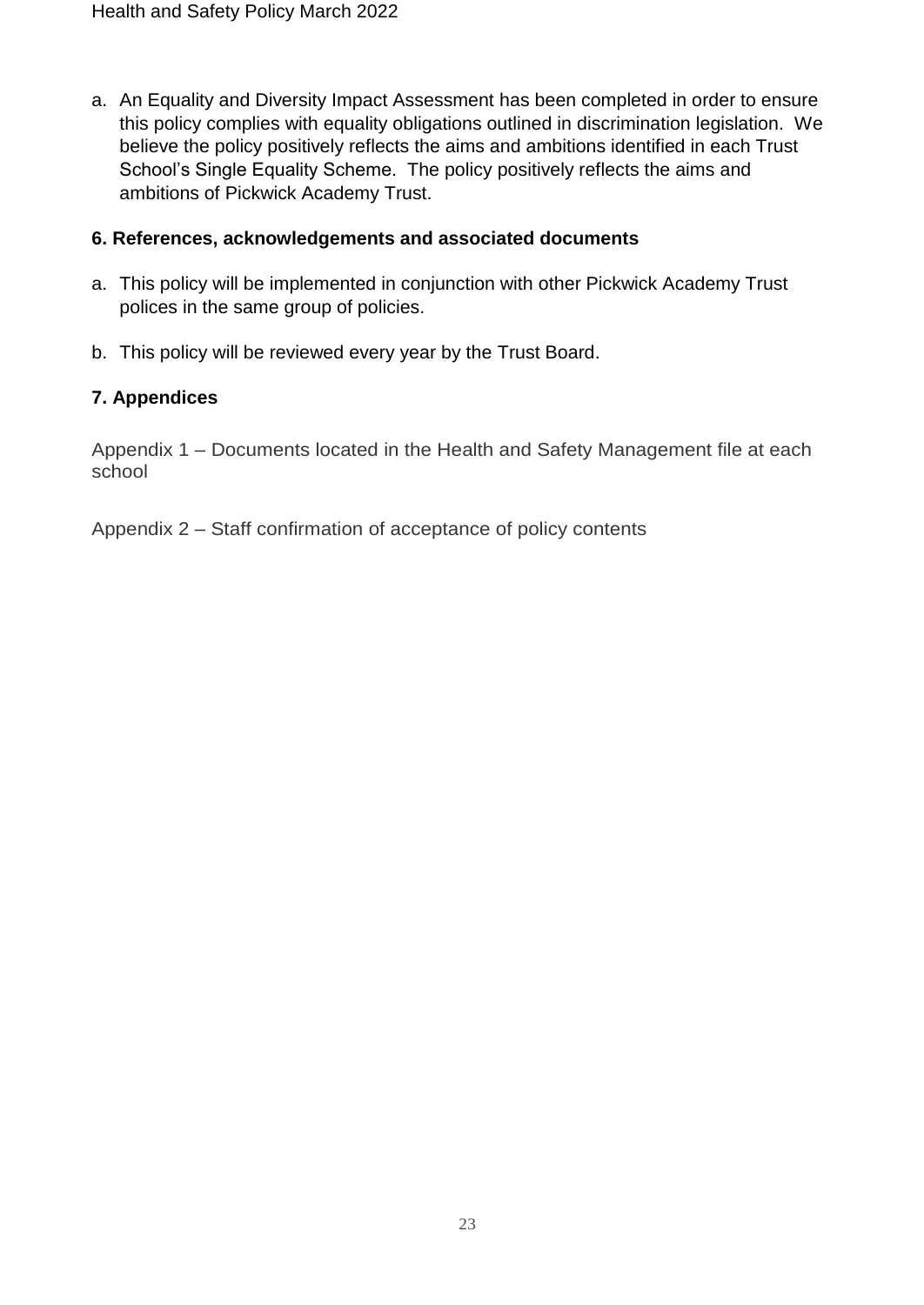a. An Equality and Diversity Impact Assessment has been completed in order to ensure this policy complies with equality obligations outlined in discrimination legislation. We believe the policy positively reflects the aims and ambitions identified in each Trust School's Single Equality Scheme. The policy positively reflects the aims and ambitions of Pickwick Academy Trust.

## 6. References, acknowledgements and associated documents

a. This policy will be implemented in conjunction with other Pickwick Academy Trust polices in the same group of policies.

b. This policy will be reviewed every year by the Trust Board.

## 7. Appendices

Appendix 1 – Documents located in the Health and Safety Management file at each school

Appendix 2 – Staff confirmation of acceptance of policy contents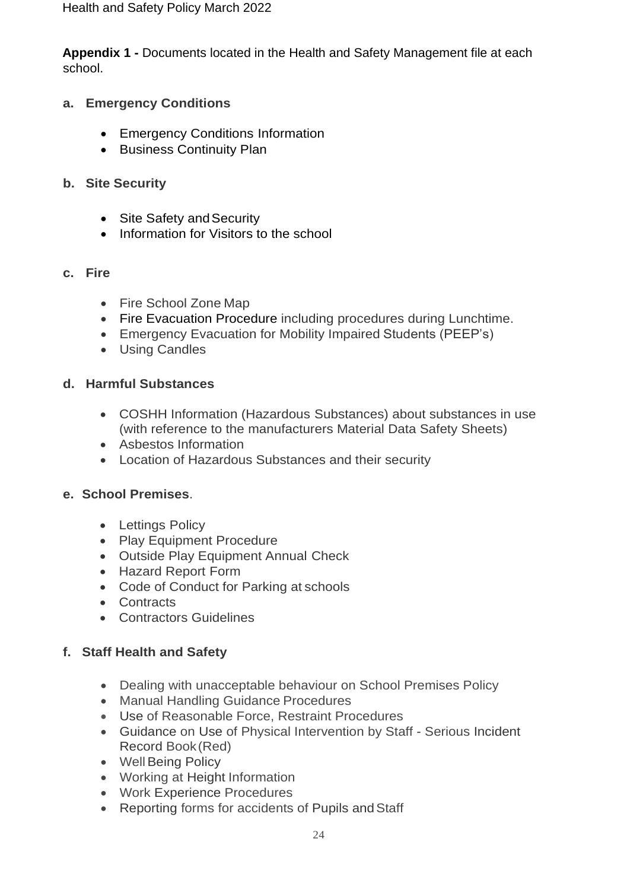**Appendix 1 -** Documents located in the Health and Safety Management file at each school.

**a. Emergency Conditions**

- Emergency Conditions Information
- Business Continuity Plan

**b. Site Security**

- Site Safety and Security
- Information for Visitors to the school

**c. Fire**

- Fire School Zone Map
- Fire Evacuation Procedure including procedures during Lunchtime.
- Emergency Evacuation for Mobility Impaired Students (PEEP's)
- Using Candles

**d. Harmful Substances**

- COSHH Information (Hazardous Substances) about substances in use (with reference to the manufacturers Material Data Safety Sheets)
- Asbestos Information
- Location of Hazardous Substances and their security

**e. School Premises**.

- Lettings Policy
- Play Equipment Procedure
- Outside Play Equipment Annual Check
- Hazard Report Form
- Code of Conduct for Parking at schools
- Contracts
- Contractors Guidelines

**f. Staff Health and Safety**

- Dealing with unacceptable behaviour on School Premises Policy
- Manual Handling Guidance Procedures
- Use of Reasonable Force, Restraint Procedures
- Guidance on Use of Physical Intervention by Staff - Serious Incident Record Book (Red)
- Well Being Policy
- Working at Height Information
- Work Experience Procedures
- Reporting forms for accidents of Pupils and Staff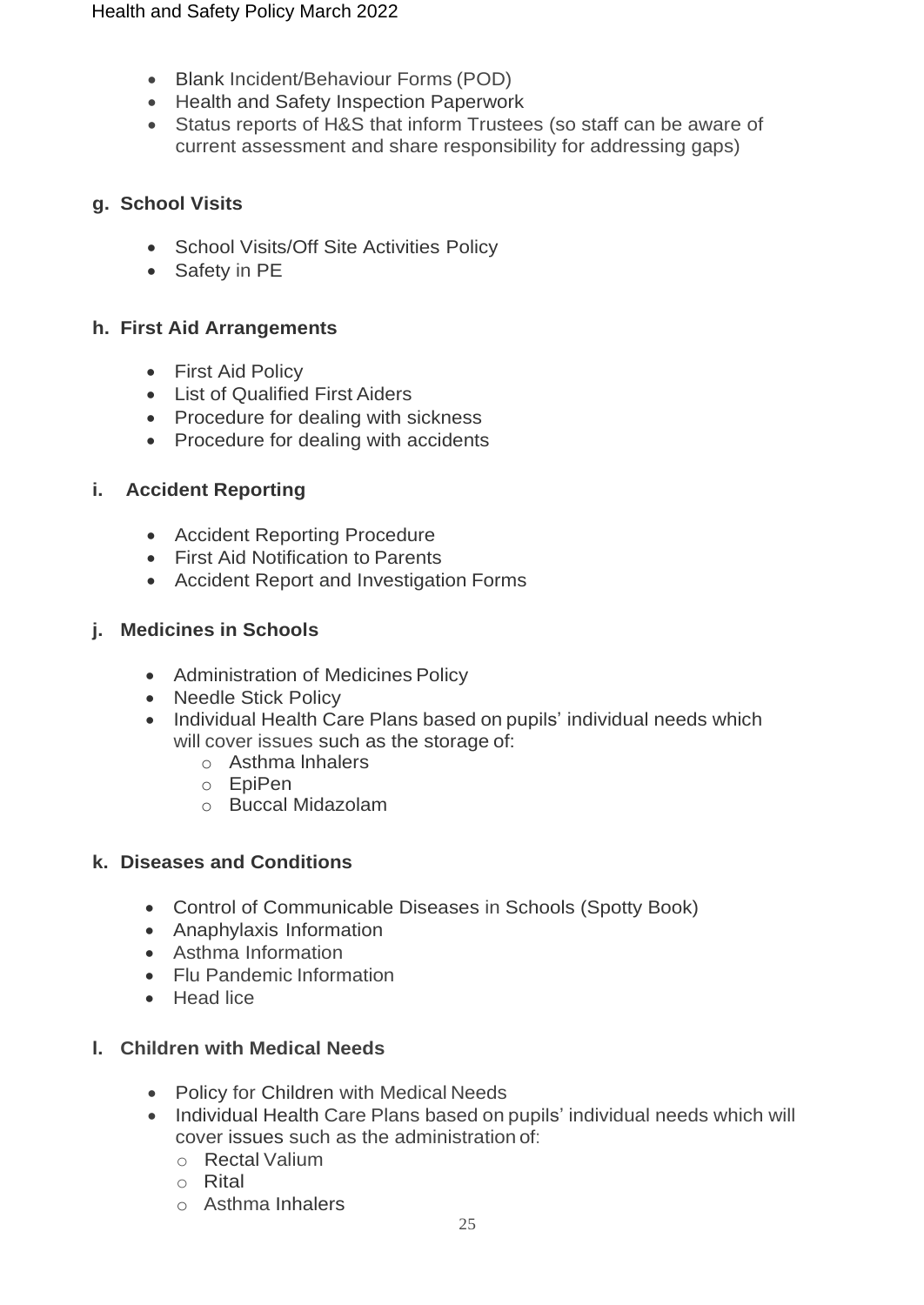- Blank Incident/Behaviour Forms (POD)
- Health and Safety Inspection Paperwork
- Status reports of H&S that inform Trustees (so staff can be aware of current assessment and share responsibility for addressing gaps)

### g. School Visits

- School Visits/Off Site Activities Policy
- Safety in PE

### h. First Aid Arrangements

- First Aid Policy
- List of Qualified First Aiders
- Procedure for dealing with sickness
- Procedure for dealing with accidents

### i. Accident Reporting

- Accident Reporting Procedure
- First Aid Notification to Parents
- Accident Report and Investigation Forms

### j. Medicines in Schools

- Administration of Medicines Policy
- Needle Stick Policy
- Individual Health Care Plans based on pupils' individual needs which will cover issues such as the storage of:
  - Asthma Inhalers
  - EpiPen
  - Buccal Midazolam

### k. Diseases and Conditions

- Control of Communicable Diseases in Schools (Spotty Book)
- Anaphylaxis Information
- Asthma Information
- Flu Pandemic Information
- Head lice

### l. Children with Medical Needs

- Policy for Children with Medical Needs
- Individual Health Care Plans based on pupils' individual needs which will cover issues such as the administration of:
  - Rectal Valium
  - Rital
  - Asthma Inhalers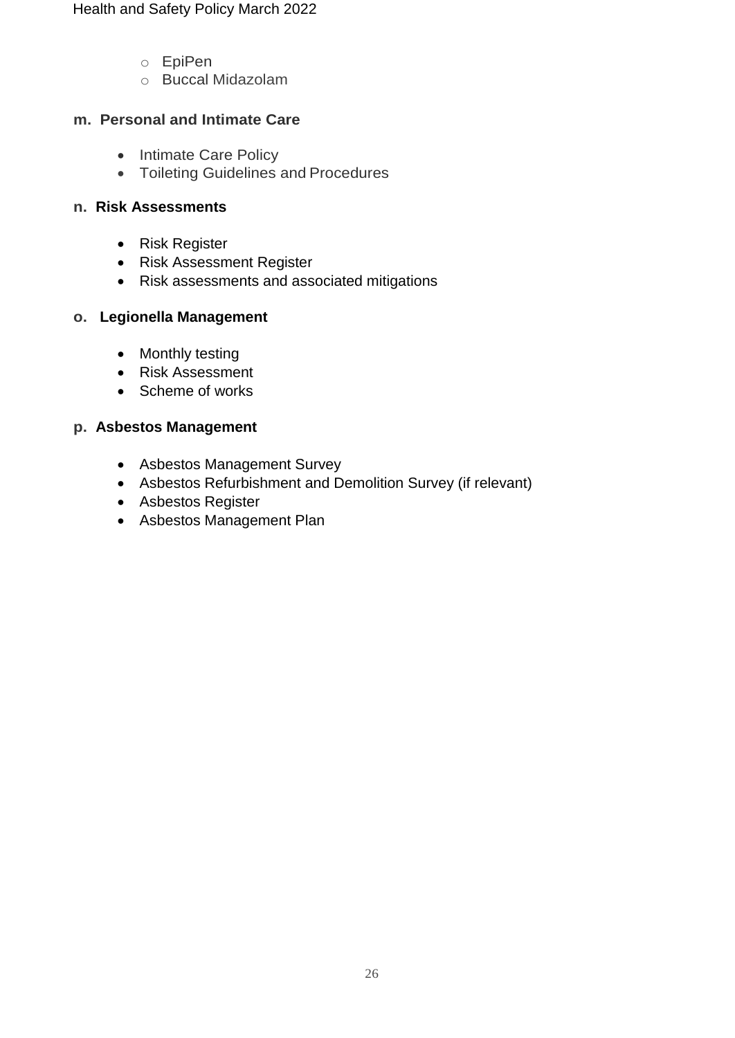- EpiPen
  - Buccal Midazolam

**m. Personal and Intimate Care**

- Intimate Care Policy
- Toileting Guidelines and Procedures

**n. Risk Assessments**

- Risk Register
- Risk Assessment Register
- Risk assessments and associated mitigations

**o. Legionella Management**

- Monthly testing
- Risk Assessment
- Scheme of works

**p. Asbestos Management**

- Asbestos Management Survey
- Asbestos Refurbishment and Demolition Survey (if relevant)
- Asbestos Register
- Asbestos Management Plan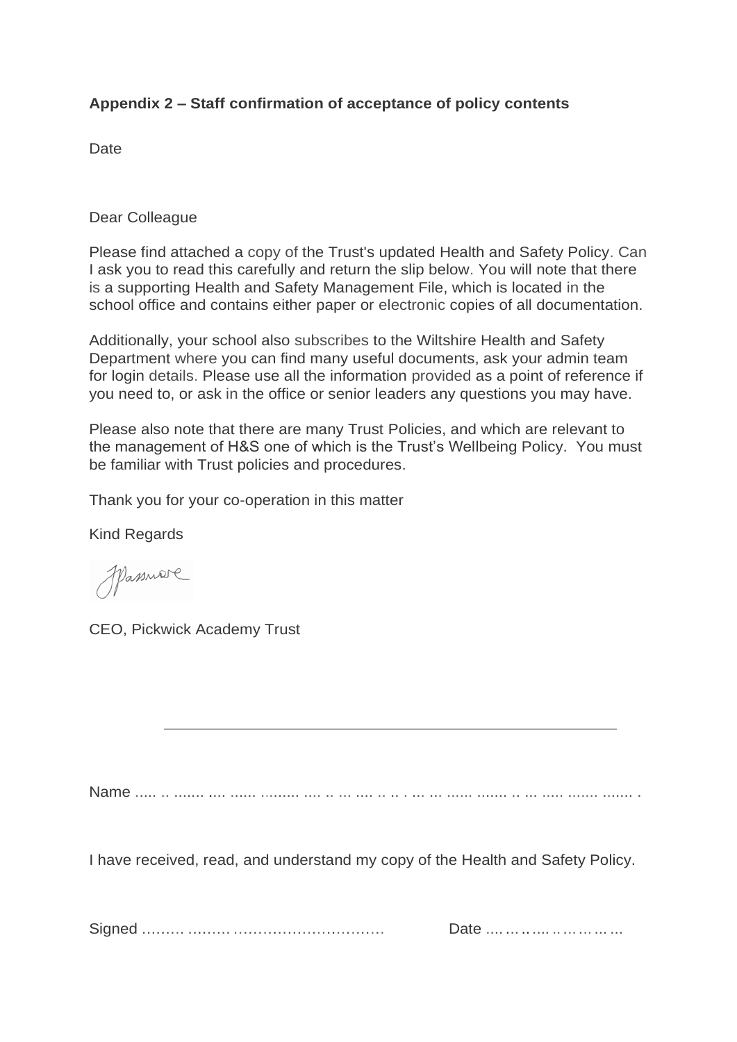**Appendix 2 – Staff confirmation of acceptance of policy contents**

Date

Dear Colleague

Please find attached a copy of the Trust's updated Health and Safety Policy. Can I ask you to read this carefully and return the slip below. You will note that there is a supporting Health and Safety Management File, which is located in the school office and contains either paper or electronic copies of all documentation.

Additionally, your school also subscribes to the Wiltshire Health and Safety Department where you can find many useful documents, ask your admin team for login details. Please use all the information provided as a point of reference if you need to, or ask in the office or senior leaders any questions you may have.

Please also note that there are many Trust Policies, and which are relevant to the management of H&S one of which is the Trust's Wellbeing Policy. You must be familiar with Trust policies and procedures.

Thank you for your co-operation in this matter

Kind Regards

JPassmore

CEO, Pickwick Academy Trust

---

Name ..... .. ....... .... ...... ......... .... .. ... .... .. .. . ... ... ...... ....... .. ... ..... ....... ....... .

I have received, read, and understand my copy of the Health and Safety Policy.

Signed ……… ……… …………………………     Date .... … … .... … … … … …